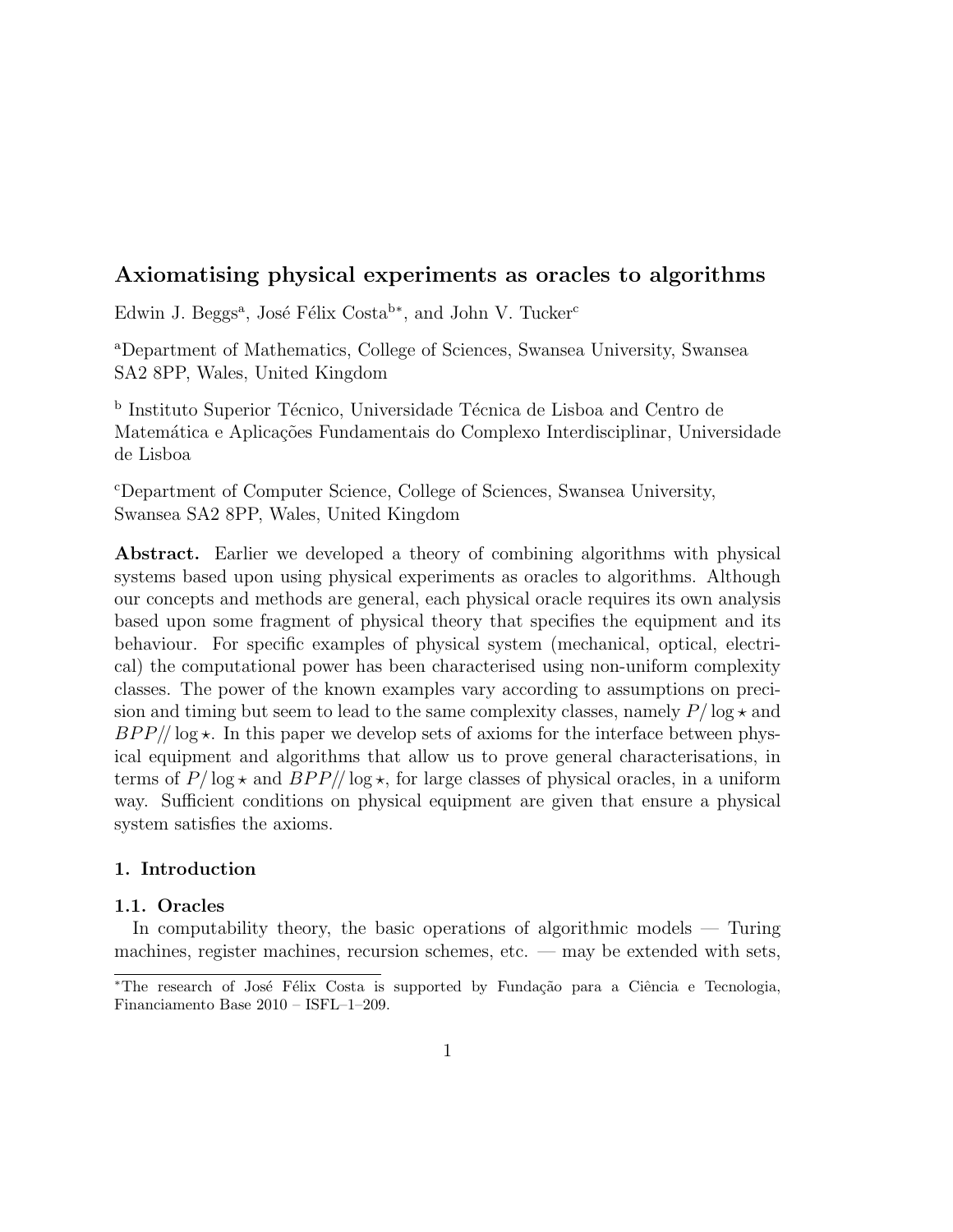# Axiomatising physical experiments as oracles to algorithms

Edwin J. Beggs[a], José Félix Costa[b*], and John V. Tucker[c]

[a]Department of Mathematics, College of Sciences, Swansea University, Swansea SA2 8PP, Wales, United Kingdom

[b] Instituto Superior Técnico, Universidade Técnica de Lisboa and Centro de Matemática e Aplicações Fundamentais do Complexo Interdisciplinar, Universidade de Lisboa

[c]Department of Computer Science, College of Sciences, Swansea University, Swansea SA2 8PP, Wales, United Kingdom

**Abstract.** Earlier we developed a theory of combining algorithms with physical systems based upon using physical experiments as oracles to algorithms. Although our concepts and methods are general, each physical oracle requires its own analysis based upon some fragment of physical theory that specifies the equipment and its behaviour. For specific examples of physical system (mechanical, optical, electrical) the computational power has been characterised using non-uniform complexity classes. The power of the known examples vary according to assumptions on precision and timing but seem to lead to the same complexity classes, namely $P/\log\star$ and $BPP//\log\star$. In this paper we develop sets of axioms for the interface between physical equipment and algorithms that allow us to prove general characterisations, in terms of $P/\log\star$ and $BPP//\log\star$, for large classes of physical oracles, in a uniform way. Sufficient conditions on physical equipment are given that ensure a physical system satisfies the axioms.

## 1. Introduction

### 1.1. Oracles

In computability theory, the basic operations of algorithmic models — Turing machines, register machines, recursion schemes, etc. — may be extended with sets,

---

[*]The research of José Félix Costa is supported by Fundação para a Ciência e Tecnologia, Financiamento Base 2010 – ISFL–1–209.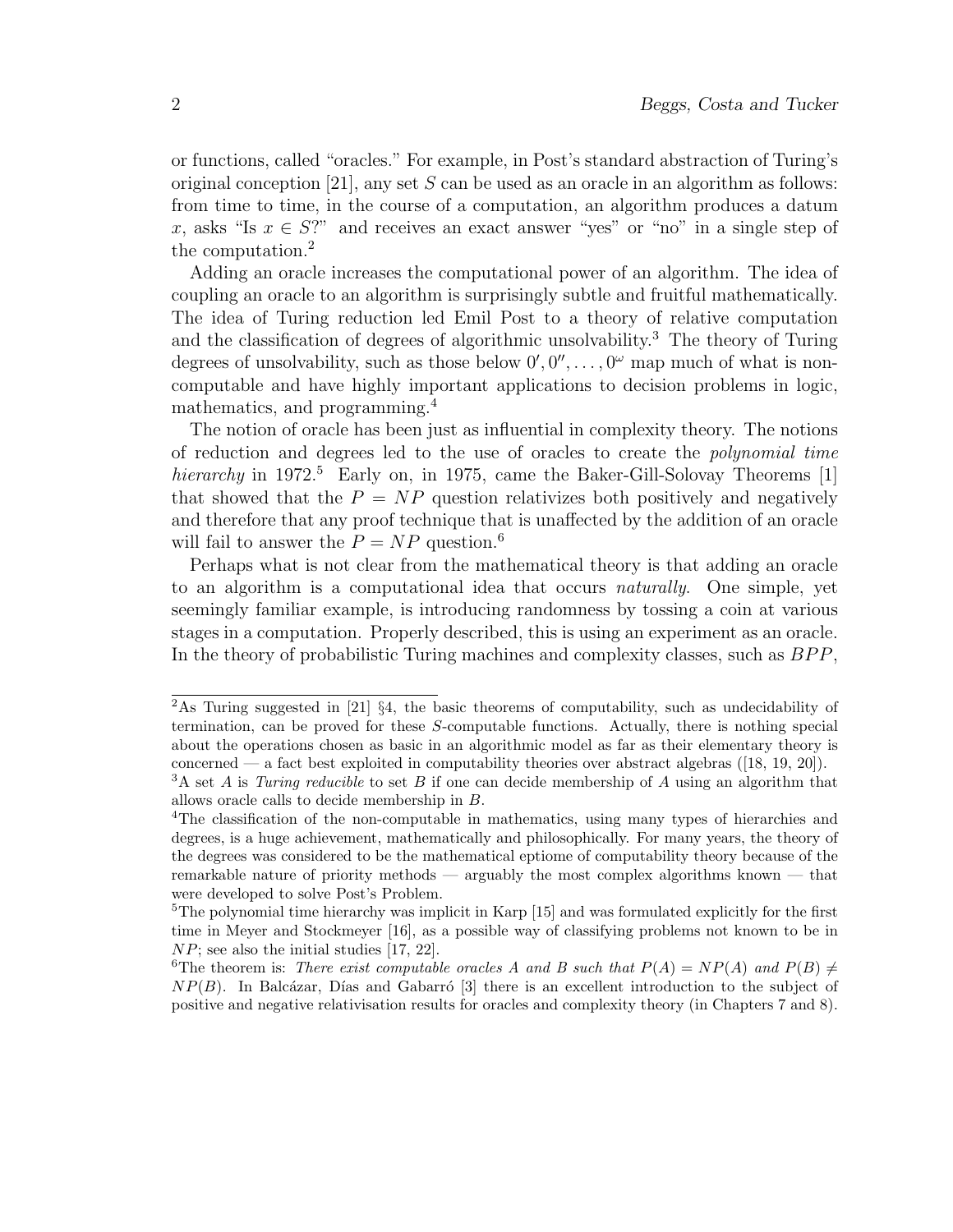or functions, called "oracles." For example, in Post's standard abstraction of Turing's original conception [21], any set $S$ can be used as an oracle in an algorithm as follows: from time to time, in the course of a computation, an algorithm produces a datum $x$, asks "Is $x \in S$?" and receives an exact answer "yes" or "no" in a single step of the computation.[2]

Adding an oracle increases the computational power of an algorithm. The idea of coupling an oracle to an algorithm is surprisingly subtle and fruitful mathematically. The idea of Turing reduction led Emil Post to a theory of relative computation and the classification of degrees of algorithmic unsolvability.[3] The theory of Turing degrees of unsolvability, such as those below $0', 0'', \ldots, 0^{\omega}$ map much of what is non-computable and have highly important applications to decision problems in logic, mathematics, and programming.[4]

The notion of oracle has been just as influential in complexity theory. The notions of reduction and degrees led to the use of oracles to create the *polynomial time hierarchy* in 1972.[5] Early on, in 1975, came the Baker-Gill-Solovay Theorems [1] that showed that the $P = NP$ question relativizes both positively and negatively and therefore that any proof technique that is unaffected by the addition of an oracle will fail to answer the $P = NP$ question.[6]

Perhaps what is not clear from the mathematical theory is that adding an oracle to an algorithm is a computational idea that occurs *naturally*. One simple, yet seemingly familiar example, is introducing randomness by tossing a coin at various stages in a computation. Properly described, this is using an experiment as an oracle. In the theory of probabilistic Turing machines and complexity classes, such as $BPP$,

---

[2] As Turing suggested in [21] §4, the basic theorems of computability, such as undecidability of termination, can be proved for these $S$-computable functions. Actually, there is nothing special about the operations chosen as basic in an algorithmic model as far as their elementary theory is concerned — a fact best exploited in computability theories over abstract algebras ([18, 19, 20]).

[3] A set $A$ is *Turing reducible* to set $B$ if one can decide membership of $A$ using an algorithm that allows oracle calls to decide membership in $B$.

[4] The classification of the non-computable in mathematics, using many types of hierarchies and degrees, is a huge achievement, mathematically and philosophically. For many years, the theory of the degrees was considered to be the mathematical eptiome of computability theory because of the remarkable nature of priority methods — arguably the most complex algorithms known — that were developed to solve Post's Problem.

[5] The polynomial time hierarchy was implicit in Karp [15] and was formulated explicitly for the first time in Meyer and Stockmeyer [16], as a possible way of classifying problems not known to be in $NP$; see also the initial studies [17, 22].

[6] The theorem is: *There exist computable oracles $A$ and $B$ such that $P(A) = NP(A)$ and $P(B) \neq NP(B)$.* In Balcázar, Días and Gabarró [3] there is an excellent introduction to the subject of positive and negative relativisation results for oracles and complexity theory (in Chapters 7 and 8).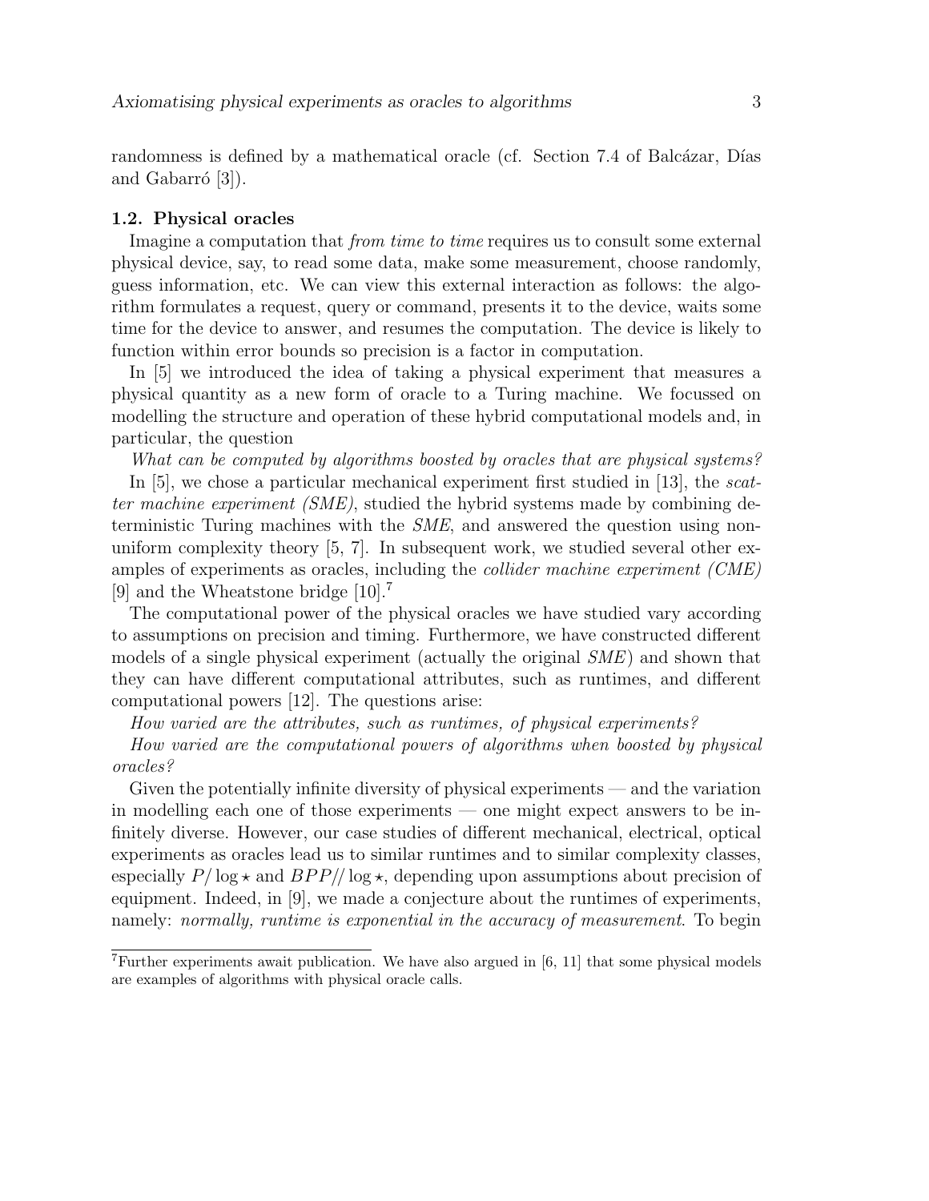randomness is defined by a mathematical oracle (cf. Section 7.4 of Balcázar, Días and Gabarró [3]).

### 1.2. Physical oracles

Imagine a computation that *from time to time* requires us to consult some external physical device, say, to read some data, make some measurement, choose randomly, guess information, etc. We can view this external interaction as follows: the algorithm formulates a request, query or command, presents it to the device, waits some time for the device to answer, and resumes the computation. The device is likely to function within error bounds so precision is a factor in computation.

In [5] we introduced the idea of taking a physical experiment that measures a physical quantity as a new form of oracle to a Turing machine. We focussed on modelling the structure and operation of these hybrid computational models and, in particular, the question

*What can be computed by algorithms boosted by oracles that are physical systems?*

In [5], we chose a particular mechanical experiment first studied in [13], the *scatter machine experiment (SME)*, studied the hybrid systems made by combining deterministic Turing machines with the *SME*, and answered the question using non-uniform complexity theory [5, 7]. In subsequent work, we studied several other examples of experiments as oracles, including the *collider machine experiment (CME)* [9] and the Wheatstone bridge [10].[7]

The computational power of the physical oracles we have studied vary according to assumptions on precision and timing. Furthermore, we have constructed different models of a single physical experiment (actually the original *SME*) and shown that they can have different computational attributes, such as runtimes, and different computational powers [12]. The questions arise:

*How varied are the attributes, such as runtimes, of physical experiments?*

*How varied are the computational powers of algorithms when boosted by physical oracles?*

Given the potentially infinite diversity of physical experiments — and the variation in modelling each one of those experiments — one might expect answers to be infinitely diverse. However, our case studies of different mechanical, electrical, optical experiments as oracles lead us to similar runtimes and to similar complexity classes, especially $P/\log\star$ and $BPP//\log\star$, depending upon assumptions about precision of equipment. Indeed, in [9], we made a conjecture about the runtimes of experiments, namely: *normally, runtime is exponential in the accuracy of measurement*. To begin

[7] Further experiments await publication. We have also argued in [6, 11] that some physical models are examples of algorithms with physical oracle calls.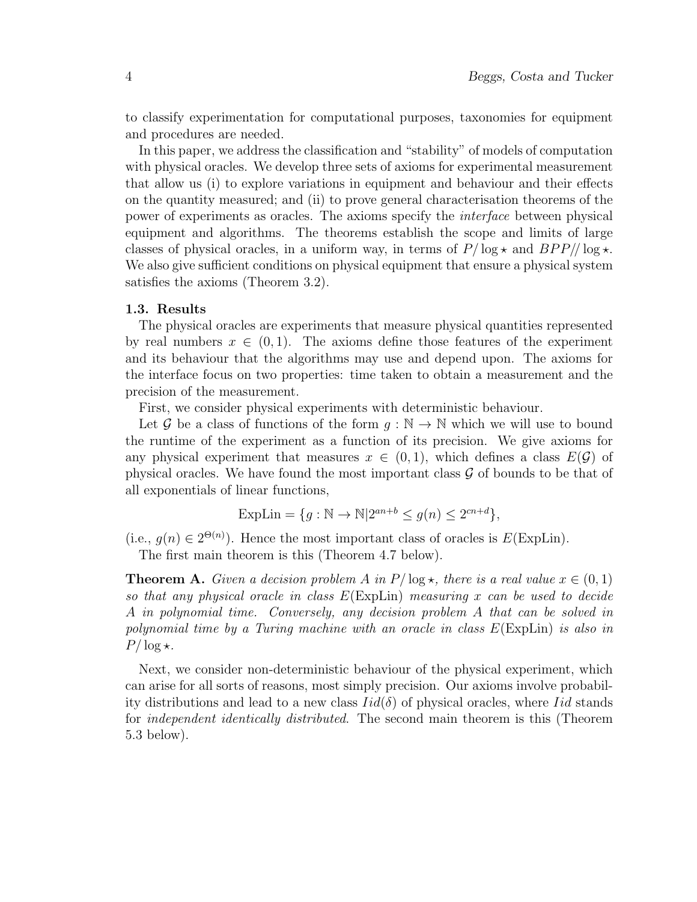to classify experimentation for computational purposes, taxonomies for equipment and procedures are needed.

In this paper, we address the classification and "stability" of models of computation with physical oracles. We develop three sets of axioms for experimental measurement that allow us (i) to explore variations in equipment and behaviour and their effects on the quantity measured; and (ii) to prove general characterisation theorems of the power of experiments as oracles. The axioms specify the *interface* between physical equipment and algorithms. The theorems establish the scope and limits of large classes of physical oracles, in a uniform way, in terms of $P/\log\star$ and $BPP//\log\star$. We also give sufficient conditions on physical equipment that ensure a physical system satisfies the axioms (Theorem 3.2).

### 1.3. Results

The physical oracles are experiments that measure physical quantities represented by real numbers $x \in (0,1)$. The axioms define those features of the experiment and its behaviour that the algorithms may use and depend upon. The axioms for the interface focus on two properties: time taken to obtain a measurement and the precision of the measurement.

First, we consider physical experiments with deterministic behaviour.

Let $\mathcal{G}$ be a class of functions of the form $g : \mathbb{N} \to \mathbb{N}$ which we will use to bound the runtime of the experiment as a function of its precision. We give axioms for any physical experiment that measures $x \in (0,1)$, which defines a class $E(\mathcal{G})$ of physical oracles. We have found the most important class $\mathcal{G}$ of bounds to be that of all exponentials of linear functions,

$$\text{ExpLin} = \{g : \mathbb{N} \to \mathbb{N} | 2^{an+b} \leq g(n) \leq 2^{cn+d}\},$$

(i.e., $g(n) \in 2^{\Theta(n)}$). Hence the most important class of oracles is $E(\text{ExpLin})$.

The first main theorem is this (Theorem 4.7 below).

**Theorem A.** *Given a decision problem $A$ in $P/\log\star$, there is a real value $x \in (0,1)$ so that any physical oracle in class $E(\text{ExpLin})$ measuring $x$ can be used to decide $A$ in polynomial time. Conversely, any decision problem $A$ that can be solved in polynomial time by a Turing machine with an oracle in class $E(\text{ExpLin})$ is also in $P/\log\star$.*

Next, we consider non-deterministic behaviour of the physical experiment, which can arise for all sorts of reasons, most simply precision. Our axioms involve probability distributions and lead to a new class $Iid(\delta)$ of physical oracles, where $Iid$ stands for *independent identically distributed*. The second main theorem is this (Theorem 5.3 below).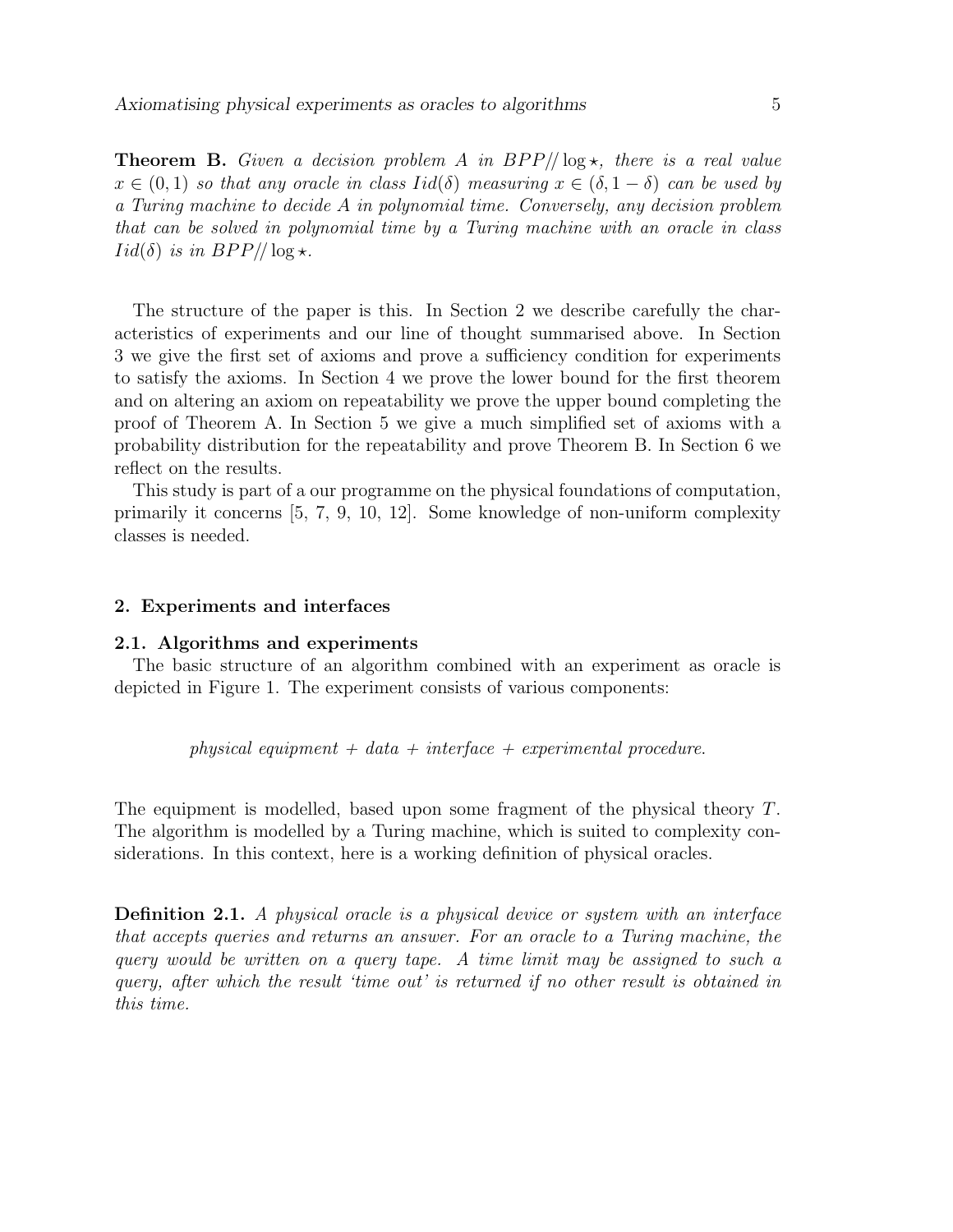**Theorem B.** *Given a decision problem $A$ in $BPP//\log\star$, there is a real value $x \in (0,1)$ so that any oracle in class $Iid(\delta)$ measuring $x \in (\delta, 1-\delta)$ can be used by a Turing machine to decide $A$ in polynomial time. Conversely, any decision problem that can be solved in polynomial time by a Turing machine with an oracle in class $Iid(\delta)$ is in $BPP//\log\star$.*

The structure of the paper is this. In Section 2 we describe carefully the characteristics of experiments and our line of thought summarised above. In Section 3 we give the first set of axioms and prove a sufficiency condition for experiments to satisfy the axioms. In Section 4 we prove the lower bound for the first theorem and on altering an axiom on repeatability we prove the upper bound completing the proof of Theorem A. In Section 5 we give a much simplified set of axioms with a probability distribution for the repeatability and prove Theorem B. In Section 6 we reflect on the results.

This study is part of a our programme on the physical foundations of computation, primarily it concerns [5, 7, 9, 10, 12]. Some knowledge of non-uniform complexity classes is needed.

## 2. Experiments and interfaces

### 2.1. Algorithms and experiments

The basic structure of an algorithm combined with an experiment as oracle is depicted in Figure 1. The experiment consists of various components:

*physical equipment + data + interface + experimental procedure.*

The equipment is modelled, based upon some fragment of the physical theory $T$. The algorithm is modelled by a Turing machine, which is suited to complexity considerations. In this context, here is a working definition of physical oracles.

**Definition 2.1.** *A physical oracle is a physical device or system with an interface that accepts queries and returns an answer. For an oracle to a Turing machine, the query would be written on a query tape. A time limit may be assigned to such a query, after which the result 'time out' is returned if no other result is obtained in this time.*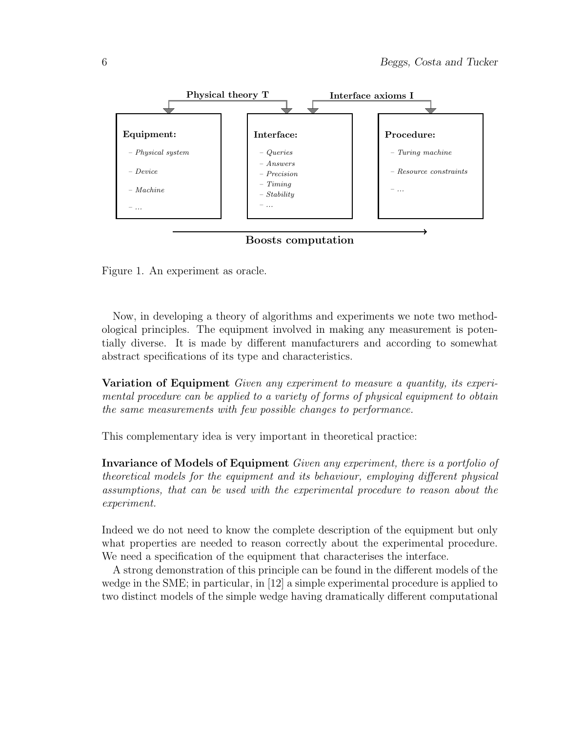**Physical theory T** — **Interface axioms I**

| **Equipment:** | **Interface:** | **Procedure:** |
|---|---|---|
| – *Physical system* | – *Queries* | – *Turing machine* |
| – *Device* | – *Answers* | – *Resource constraints* |
| – *Machine* | – *Precision* | – *...* |
| – *...* | – *Timing* | |
| | – *Stability* | |
| | – *...* | |

**Boosts computation** →

Figure 1. An experiment as oracle.

Now, in developing a theory of algorithms and experiments we note two methodological principles. The equipment involved in making any measurement is potentially diverse. It is made by different manufacturers and according to somewhat abstract specifications of its type and characteristics.

**Variation of Equipment** *Given any experiment to measure a quantity, its experimental procedure can be applied to a variety of forms of physical equipment to obtain the same measurements with few possible changes to performance.*

This complementary idea is very important in theoretical practice:

**Invariance of Models of Equipment** *Given any experiment, there is a portfolio of theoretical models for the equipment and its behaviour, employing different physical assumptions, that can be used with the experimental procedure to reason about the experiment.*

Indeed we do not need to know the complete description of the equipment but only what properties are needed to reason correctly about the experimental procedure. We need a specification of the equipment that characterises the interface.

A strong demonstration of this principle can be found in the different models of the wedge in the SME; in particular, in [12] a simple experimental procedure is applied to two distinct models of the simple wedge having dramatically different computational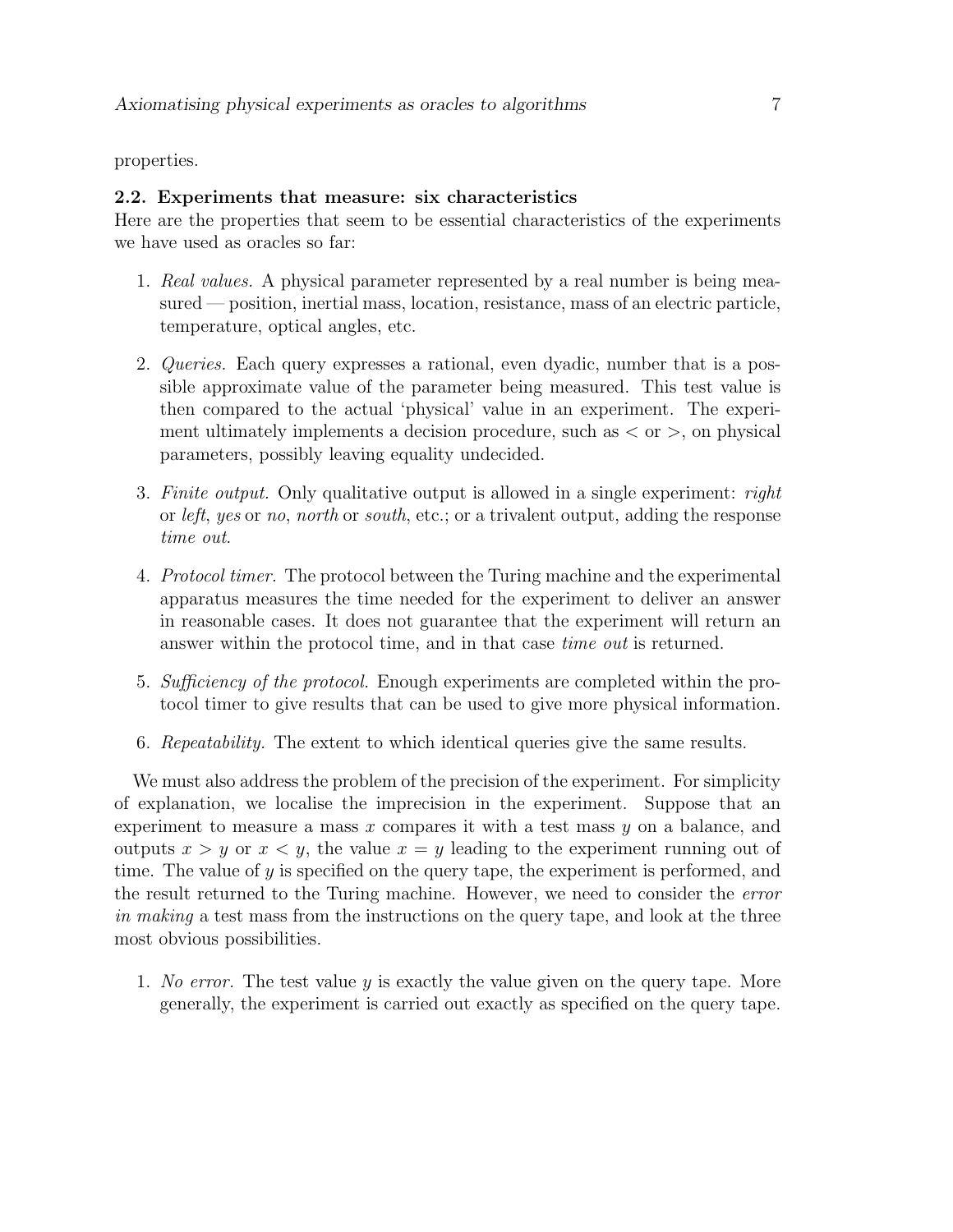properties.

### 2.2. Experiments that measure: six characteristics

Here are the properties that seem to be essential characteristics of the experiments we have used as oracles so far:

1. *Real values.* A physical parameter represented by a real number is being measured — position, inertial mass, location, resistance, mass of an electric particle, temperature, optical angles, etc.

2. *Queries.* Each query expresses a rational, even dyadic, number that is a possible approximate value of the parameter being measured. This test value is then compared to the actual 'physical' value in an experiment. The experiment ultimately implements a decision procedure, such as $<$ or $>$, on physical parameters, possibly leaving equality undecided.

3. *Finite output.* Only qualitative output is allowed in a single experiment: *right* or *left*, *yes* or *no*, *north* or *south*, etc.; or a trivalent output, adding the response *time out*.

4. *Protocol timer.* The protocol between the Turing machine and the experimental apparatus measures the time needed for the experiment to deliver an answer in reasonable cases. It does not guarantee that the experiment will return an answer within the protocol time, and in that case *time out* is returned.

5. *Sufficiency of the protocol.* Enough experiments are completed within the protocol timer to give results that can be used to give more physical information.

6. *Repeatability.* The extent to which identical queries give the same results.

We must also address the problem of the precision of the experiment. For simplicity of explanation, we localise the imprecision in the experiment. Suppose that an experiment to measure a mass $x$ compares it with a test mass $y$ on a balance, and outputs $x > y$ or $x < y$, the value $x = y$ leading to the experiment running out of time. The value of $y$ is specified on the query tape, the experiment is performed, and the result returned to the Turing machine. However, we need to consider the *error in making* a test mass from the instructions on the query tape, and look at the three most obvious possibilities.

1. *No error.* The test value $y$ is exactly the value given on the query tape. More generally, the experiment is carried out exactly as specified on the query tape.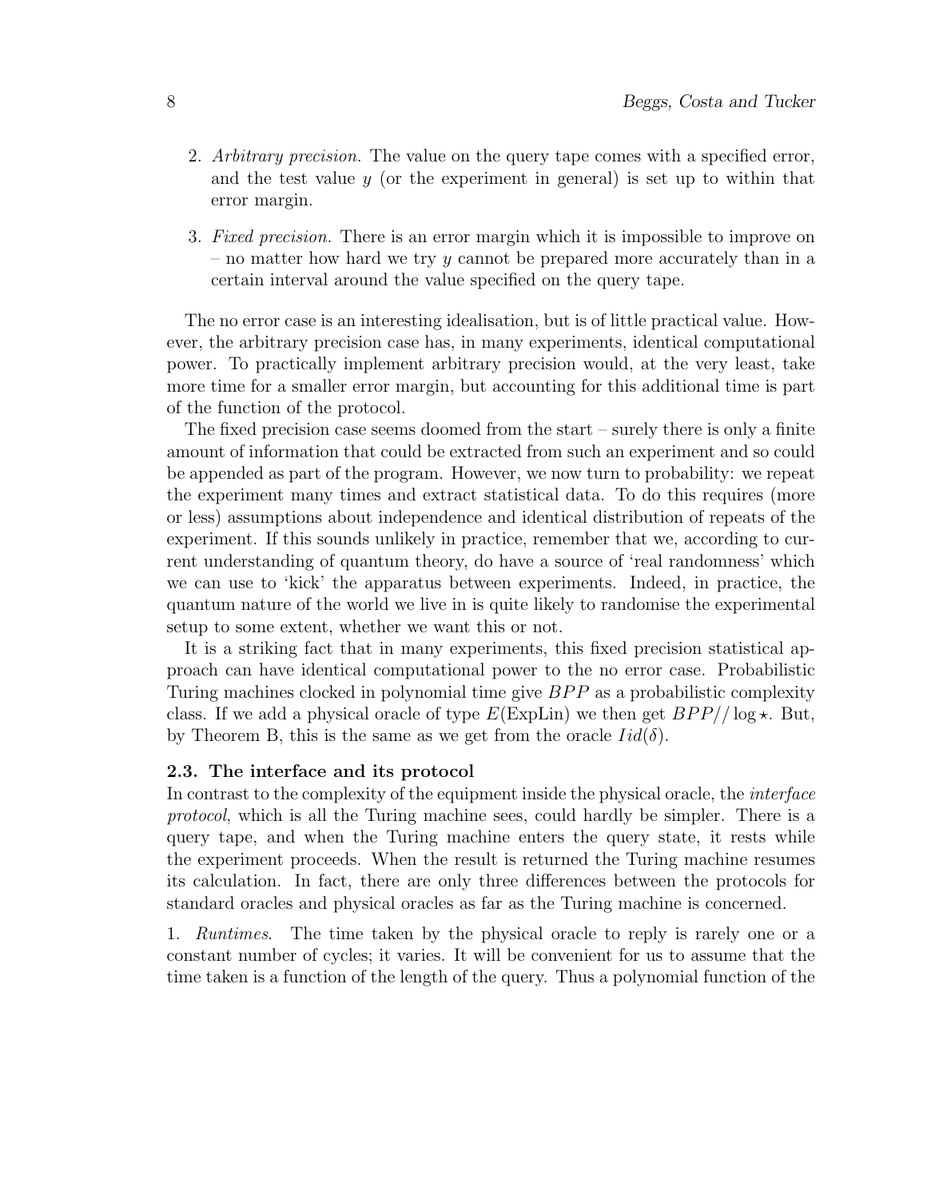2. *Arbitrary precision.* The value on the query tape comes with a specified error, and the test value $y$ (or the experiment in general) is set up to within that error margin.

3. *Fixed precision.* There is an error margin which it is impossible to improve on – no matter how hard we try $y$ cannot be prepared more accurately than in a certain interval around the value specified on the query tape.

The no error case is an interesting idealisation, but is of little practical value. However, the arbitrary precision case has, in many experiments, identical computational power. To practically implement arbitrary precision would, at the very least, take more time for a smaller error margin, but accounting for this additional time is part of the function of the protocol.

The fixed precision case seems doomed from the start – surely there is only a finite amount of information that could be extracted from such an experiment and so could be appended as part of the program. However, we now turn to probability: we repeat the experiment many times and extract statistical data. To do this requires (more or less) assumptions about independence and identical distribution of repeats of the experiment. If this sounds unlikely in practice, remember that we, according to current understanding of quantum theory, do have a source of 'real randomness' which we can use to 'kick' the apparatus between experiments. Indeed, in practice, the quantum nature of the world we live in is quite likely to randomise the experimental setup to some extent, whether we want this or not.

It is a striking fact that in many experiments, this fixed precision statistical approach can have identical computational power to the no error case. Probabilistic Turing machines clocked in polynomial time give $BPP$ as a probabilistic complexity class. If we add a physical oracle of type $E(\text{ExpLin})$ we then get $BPP//\log\star$. But, by Theorem B, this is the same as we get from the oracle $Iid(\delta)$.

### 2.3. The interface and its protocol

In contrast to the complexity of the equipment inside the physical oracle, the *interface protocol*, which is all the Turing machine sees, could hardly be simpler. There is a query tape, and when the Turing machine enters the query state, it rests while the experiment proceeds. When the result is returned the Turing machine resumes its calculation. In fact, there are only three differences between the protocols for standard oracles and physical oracles as far as the Turing machine is concerned.

1. *Runtimes.* The time taken by the physical oracle to reply is rarely one or a constant number of cycles; it varies. It will be convenient for us to assume that the time taken is a function of the length of the query. Thus a polynomial function of the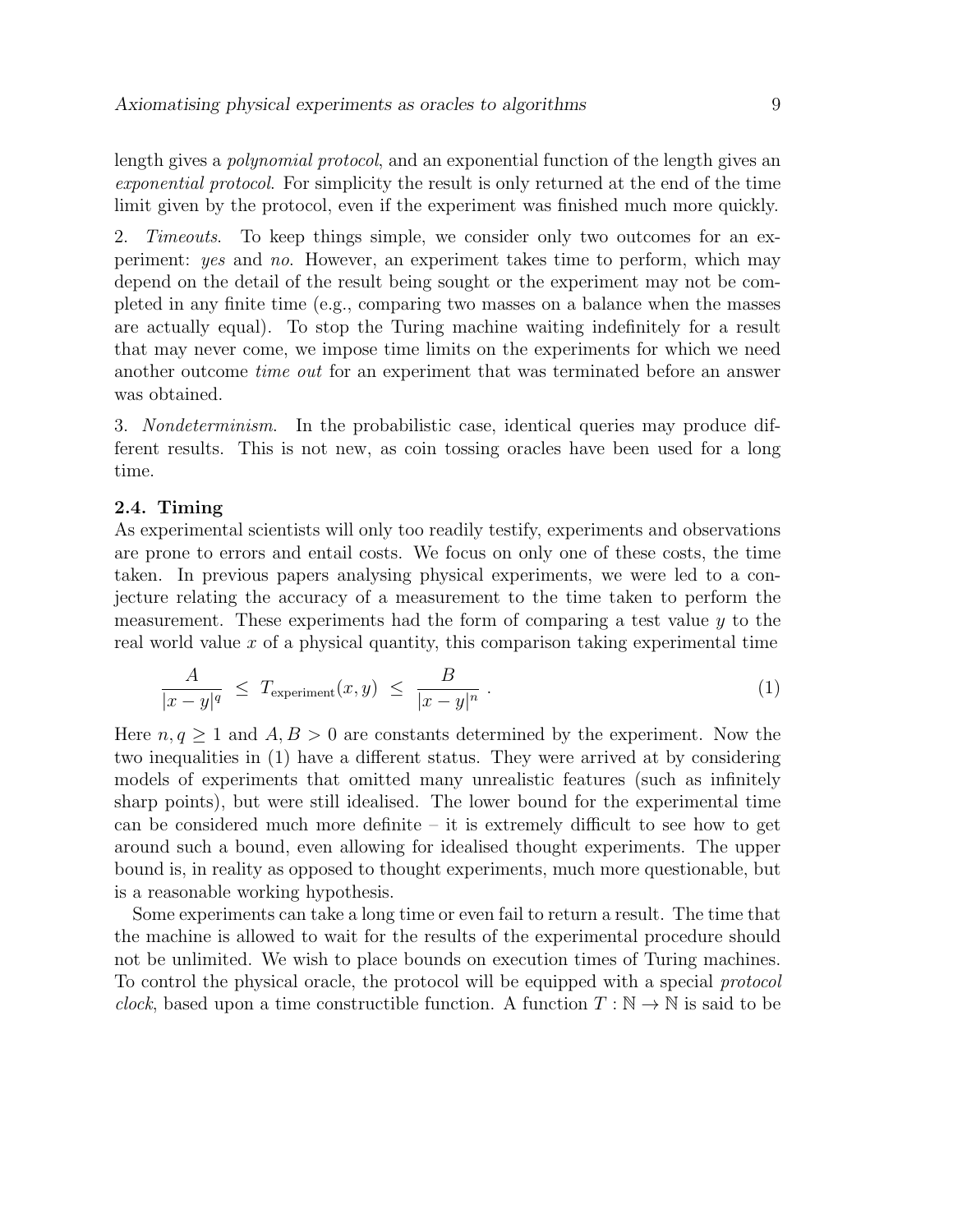length gives a *polynomial protocol*, and an exponential function of the length gives an *exponential protocol*. For simplicity the result is only returned at the end of the time limit given by the protocol, even if the experiment was finished much more quickly.

2. *Timeouts*. To keep things simple, we consider only two outcomes for an experiment: *yes* and *no*. However, an experiment takes time to perform, which may depend on the detail of the result being sought or the experiment may not be completed in any finite time (e.g., comparing two masses on a balance when the masses are actually equal). To stop the Turing machine waiting indefinitely for a result that may never come, we impose time limits on the experiments for which we need another outcome *time out* for an experiment that was terminated before an answer was obtained.

3. *Nondeterminism*. In the probabilistic case, identical queries may produce different results. This is not new, as coin tossing oracles have been used for a long time.

### 2.4. Timing

As experimental scientists will only too readily testify, experiments and observations are prone to errors and entail costs. We focus on only one of these costs, the time taken. In previous papers analysing physical experiments, we were led to a conjecture relating the accuracy of a measurement to the time taken to perform the measurement. These experiments had the form of comparing a test value $y$ to the real world value $x$ of a physical quantity, this comparison taking experimental time

$$\frac{A}{|x-y|^q} \;\leq\; T_{\text{experiment}}(x,y) \;\leq\; \frac{B}{|x-y|^n}\ . \tag{1}$$

Here $n, q \geq 1$ and $A, B > 0$ are constants determined by the experiment. Now the two inequalities in (1) have a different status. They were arrived at by considering models of experiments that omitted many unrealistic features (such as infinitely sharp points), but were still idealised. The lower bound for the experimental time can be considered much more definite – it is extremely difficult to see how to get around such a bound, even allowing for idealised thought experiments. The upper bound is, in reality as opposed to thought experiments, much more questionable, but is a reasonable working hypothesis.

Some experiments can take a long time or even fail to return a result. The time that the machine is allowed to wait for the results of the experimental procedure should not be unlimited. We wish to place bounds on execution times of Turing machines. To control the physical oracle, the protocol will be equipped with a special *protocol clock*, based upon a time constructible function. A function $T : \mathbb{N} \to \mathbb{N}$ is said to be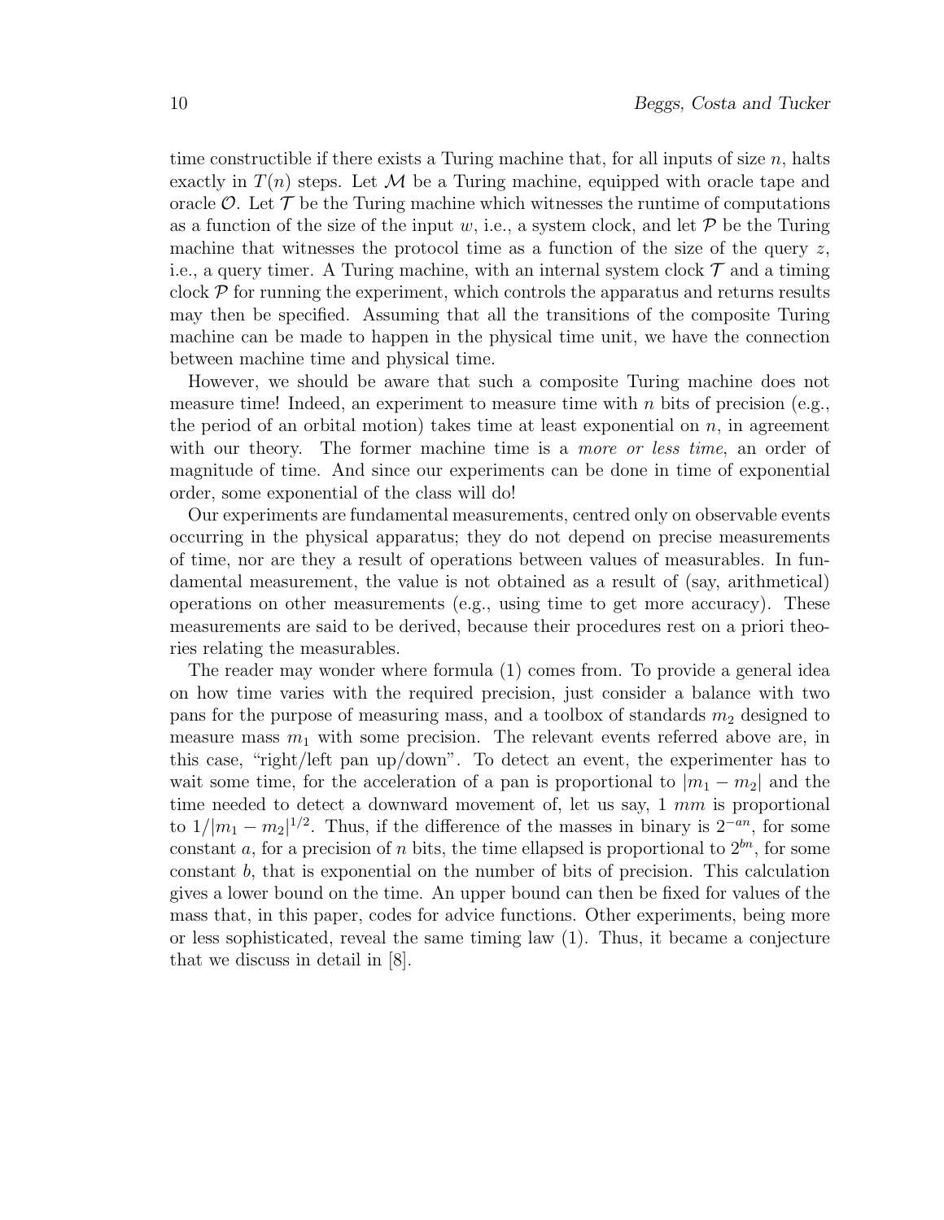time constructible if there exists a Turing machine that, for all inputs of size $n$, halts exactly in $T(n)$ steps. Let $\mathcal{M}$ be a Turing machine, equipped with oracle tape and oracle $\mathcal{O}$. Let $\mathcal{T}$ be the Turing machine which witnesses the runtime of computations as a function of the size of the input $w$, i.e., a system clock, and let $\mathcal{P}$ be the Turing machine that witnesses the protocol time as a function of the size of the query $z$, i.e., a query timer. A Turing machine, with an internal system clock $\mathcal{T}$ and a timing clock $\mathcal{P}$ for running the experiment, which controls the apparatus and returns results may then be specified. Assuming that all the transitions of the composite Turing machine can be made to happen in the physical time unit, we have the connection between machine time and physical time.

However, we should be aware that such a composite Turing machine does not measure time! Indeed, an experiment to measure time with $n$ bits of precision (e.g., the period of an orbital motion) takes time at least exponential on $n$, in agreement with our theory. The former machine time is a *more or less time*, an order of magnitude of time. And since our experiments can be done in time of exponential order, some exponential of the class will do!

Our experiments are fundamental measurements, centred only on observable events occurring in the physical apparatus; they do not depend on precise measurements of time, nor are they a result of operations between values of measurables. In fundamental measurement, the value is not obtained as a result of (say, arithmetical) operations on other measurements (e.g., using time to get more accuracy). These measurements are said to be derived, because their procedures rest on a priori theories relating the measurables.

The reader may wonder where formula (1) comes from. To provide a general idea on how time varies with the required precision, just consider a balance with two pans for the purpose of measuring mass, and a toolbox of standards $m_2$ designed to measure mass $m_1$ with some precision. The relevant events referred above are, in this case, "right/left pan up/down". To detect an event, the experimenter has to wait some time, for the acceleration of a pan is proportional to $|m_1 - m_2|$ and the time needed to detect a downward movement of, let us say, 1 $mm$ is proportional to $1/|m_1 - m_2|^{1/2}$. Thus, if the difference of the masses in binary is $2^{-an}$, for some constant $a$, for a precision of $n$ bits, the time ellapsed is proportional to $2^{bn}$, for some constant $b$, that is exponential on the number of bits of precision. This calculation gives a lower bound on the time. An upper bound can then be fixed for values of the mass that, in this paper, codes for advice functions. Other experiments, being more or less sophisticated, reveal the same timing law (1). Thus, it became a conjecture that we discuss in detail in [8].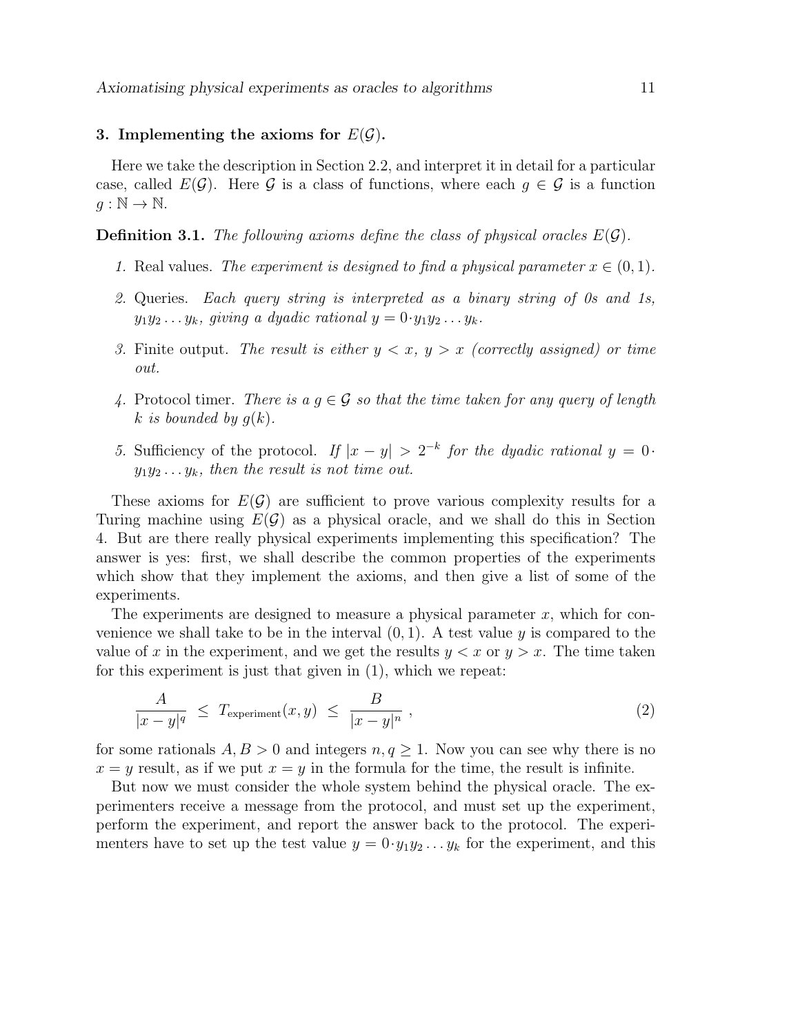## 3. Implementing the axioms for $E(\mathcal{G})$.

Here we take the description in Section 2.2, and interpret it in detail for a particular case, called $E(\mathcal{G})$. Here $\mathcal{G}$ is a class of functions, where each $g \in \mathcal{G}$ is a function $g : \mathbb{N} \to \mathbb{N}$.

**Definition 3.1.** *The following axioms define the class of physical oracles $E(\mathcal{G})$.*

1. Real values. *The experiment is designed to find a physical parameter $x \in (0, 1)$.*
2. Queries. *Each query string is interpreted as a binary string of 0s and 1s, $y_1 y_2 \ldots y_k$, giving a dyadic rational $y = 0 \cdot y_1 y_2 \ldots y_k$.*
3. Finite output. *The result is either $y < x$, $y > x$ (correctly assigned) or time out.*
4. Protocol timer. *There is a $g \in \mathcal{G}$ so that the time taken for any query of length $k$ is bounded by $g(k)$.*
5. Sufficiency of the protocol. *If $|x - y| > 2^{-k}$ for the dyadic rational $y = 0 \cdot y_1 y_2 \ldots y_k$, then the result is not time out.*

These axioms for $E(\mathcal{G})$ are sufficient to prove various complexity results for a Turing machine using $E(\mathcal{G})$ as a physical oracle, and we shall do this in Section 4. But are there really physical experiments implementing this specification? The answer is yes: first, we shall describe the common properties of the experiments which show that they implement the axioms, and then give a list of some of the experiments.

The experiments are designed to measure a physical parameter $x$, which for convenience we shall take to be in the interval $(0, 1)$. A test value $y$ is compared to the value of $x$ in the experiment, and we get the results $y < x$ or $y > x$. The time taken for this experiment is just that given in (1), which we repeat:

$$\frac{A}{|x - y|^q} \ \leq \ T_{\text{experiment}}(x, y) \ \leq \ \frac{B}{|x - y|^n} \ , \tag{2}$$

for some rationals $A, B > 0$ and integers $n, q \geq 1$. Now you can see why there is no $x = y$ result, as if we put $x = y$ in the formula for the time, the result is infinite.

But now we must consider the whole system behind the physical oracle. The experimenters receive a message from the protocol, and must set up the experiment, perform the experiment, and report the answer back to the protocol. The experimenters have to set up the test value $y = 0 \cdot y_1 y_2 \ldots y_k$ for the experiment, and this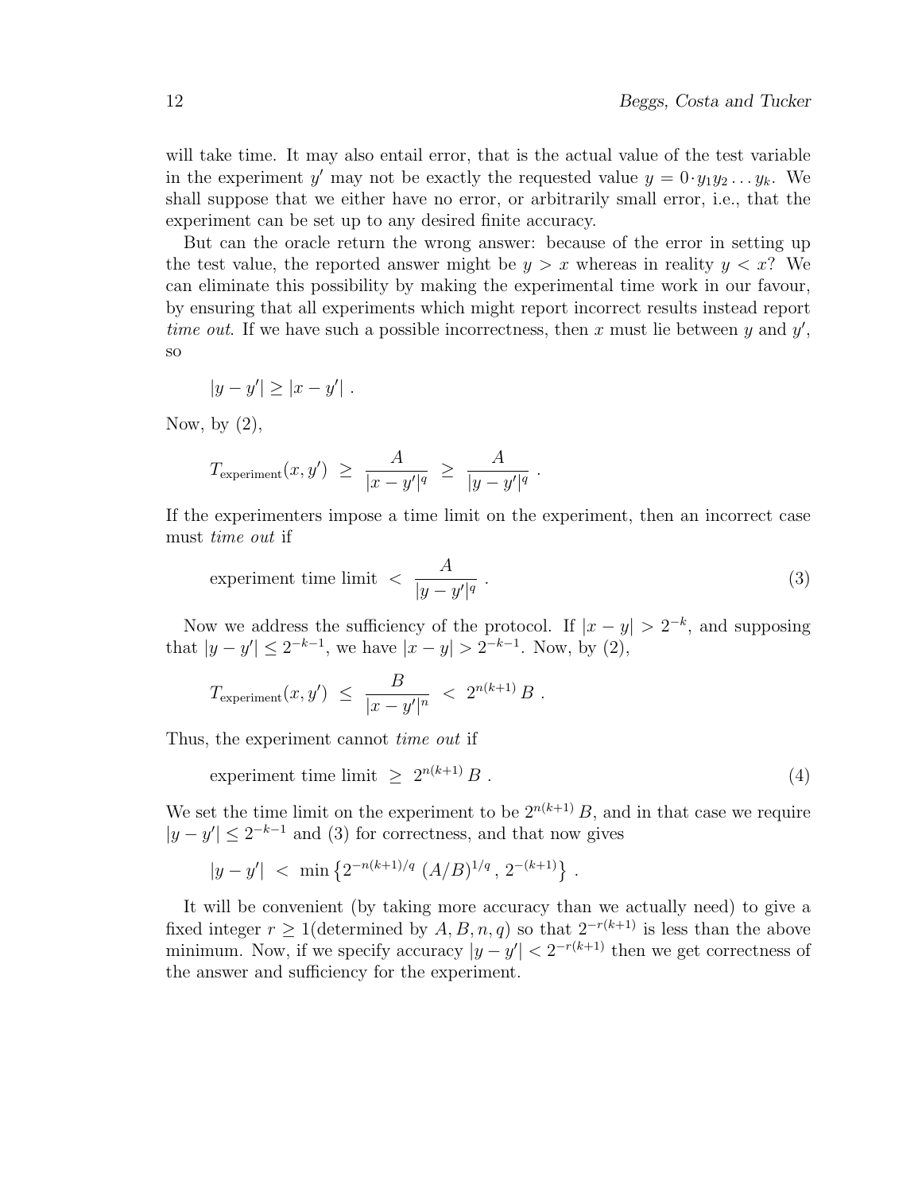will take time. It may also entail error, that is the actual value of the test variable in the experiment $y'$ may not be exactly the requested value $y = 0{\cdot}y_1 y_2 \dots y_k$. We shall suppose that we either have no error, or arbitrarily small error, i.e., that the experiment can be set up to any desired finite accuracy.

But can the oracle return the wrong answer: because of the error in setting up the test value, the reported answer might be $y > x$ whereas in reality $y < x$? We can eliminate this possibility by making the experimental time work in our favour, by ensuring that all experiments which might report incorrect results instead report *time out*. If we have such a possible incorrectness, then $x$ must lie between $y$ and $y'$, so

$$|y - y'| \geq |x - y'| \ .$$

Now, by (2),

$$T_{\text{experiment}}(x, y') \ \geq \ \frac{A}{|x - y'|^q} \ \geq \ \frac{A}{|y - y'|^q} \ .$$

If the experimenters impose a time limit on the experiment, then an incorrect case must *time out* if

$$\text{experiment time limit} \ < \ \frac{A}{|y - y'|^q} \ . \tag{3}$$

Now we address the sufficiency of the protocol. If $|x - y| > 2^{-k}$, and supposing that $|y - y'| \leq 2^{-k-1}$, we have $|x - y| > 2^{-k-1}$. Now, by (2),

$$T_{\text{experiment}}(x, y') \ \leq \ \frac{B}{|x - y'|^n} \ < \ 2^{n(k+1)}\, B \ .$$

Thus, the experiment cannot *time out* if

$$\text{experiment time limit} \ \geq \ 2^{n(k+1)}\, B \ . \tag{4}$$

We set the time limit on the experiment to be $2^{n(k+1)}\, B$, and in that case we require $|y - y'| \leq 2^{-k-1}$ and (3) for correctness, and that now gives

$$|y - y'| \ < \ \min \left\{ 2^{-n(k+1)/q} \ (A/B)^{1/q} \, , \, 2^{-(k+1)} \right\} \ .$$

It will be convenient (by taking more accuracy than we actually need) to give a fixed integer $r \geq 1$(determined by $A, B, n, q$) so that $2^{-r(k+1)}$ is less than the above minimum. Now, if we specify accuracy $|y - y'| < 2^{-r(k+1)}$ then we get correctness of the answer and sufficiency for the experiment.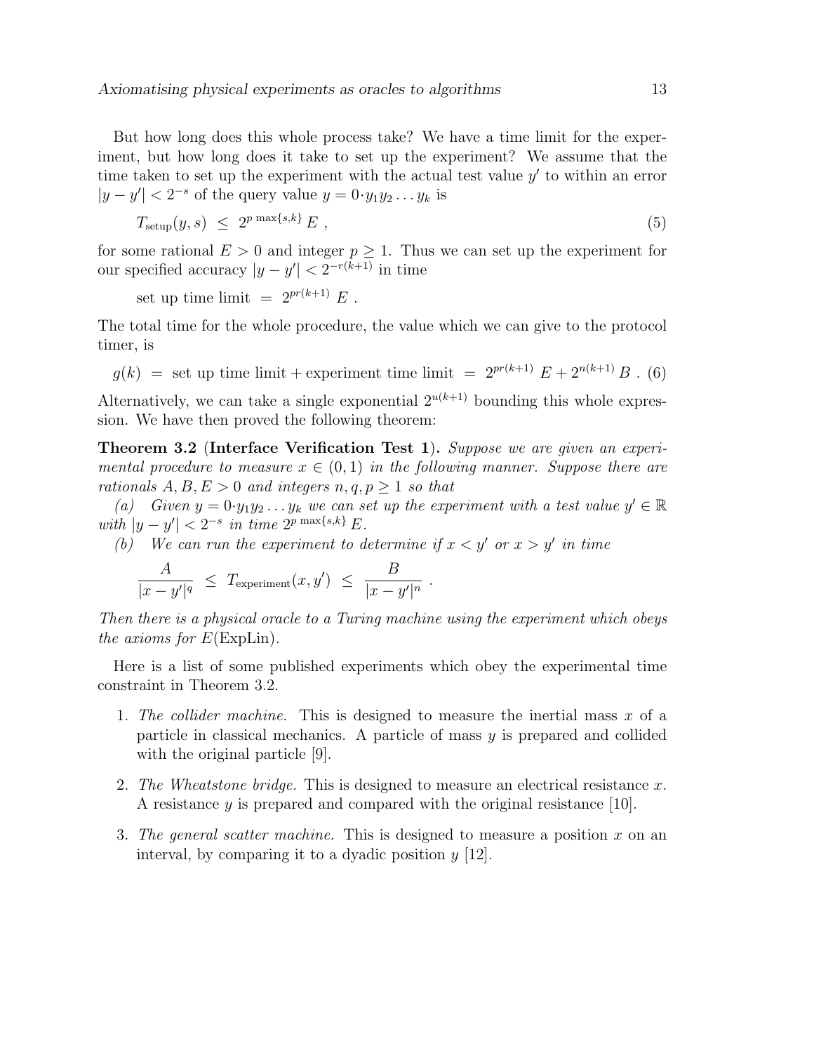But how long does this whole process take? We have a time limit for the experiment, but how long does it take to set up the experiment? We assume that the time taken to set up the experiment with the actual test value $y'$ to within an error $|y - y'| < 2^{-s}$ of the query value $y = 0{\cdot}y_1 y_2 \ldots y_k$ is

$$T_{\text{setup}}(y, s) \;\leq\; 2^{p \max\{s,k\}}\, E \;, \tag{5}$$

for some rational $E > 0$ and integer $p \geq 1$. Thus we can set up the experiment for our specified accuracy $|y - y'| < 2^{-r(k+1)}$ in time

$$\text{set up time limit} \;=\; 2^{pr(k+1)}\, E \;.$$

The total time for the whole procedure, the value which we can give to the protocol timer, is

$$g(k) \;=\; \text{set up time limit} + \text{experiment time limit} \;=\; 2^{pr(k+1)}\, E + 2^{n(k+1)}\, B \;. \tag{6}$$

Alternatively, we can take a single exponential $2^{u(k+1)}$ bounding this whole expression. We have then proved the following theorem:

**Theorem 3.2** (**Interface Verification Test 1**)**.** *Suppose we are given an experimental procedure to measure $x \in (0, 1)$ in the following manner. Suppose there are rationals $A, B, E > 0$ and integers $n, q, p \geq 1$ so that*

*(a) Given $y = 0{\cdot}y_1 y_2 \ldots y_k$ we can set up the experiment with a test value $y' \in \mathbb{R}$ with $|y - y'| < 2^{-s}$ in time $2^{p \max\{s,k\}}\, E$.*

*(b) We can run the experiment to determine if $x < y'$ or $x > y'$ in time*

$$\frac{A}{|x - y'|^q} \;\leq\; T_{\text{experiment}}(x, y') \;\leq\; \frac{B}{|x - y'|^n} \;.$$

*Then there is a physical oracle to a Turing machine using the experiment which obeys the axioms for $E$(ExpLin).*

Here is a list of some published experiments which obey the experimental time constraint in Theorem 3.2.

1. *The collider machine.* This is designed to measure the inertial mass $x$ of a particle in classical mechanics. A particle of mass $y$ is prepared and collided with the original particle [9].

2. *The Wheatstone bridge.* This is designed to measure an electrical resistance $x$. A resistance $y$ is prepared and compared with the original resistance [10].

3. *The general scatter machine.* This is designed to measure a position $x$ on an interval, by comparing it to a dyadic position $y$ [12].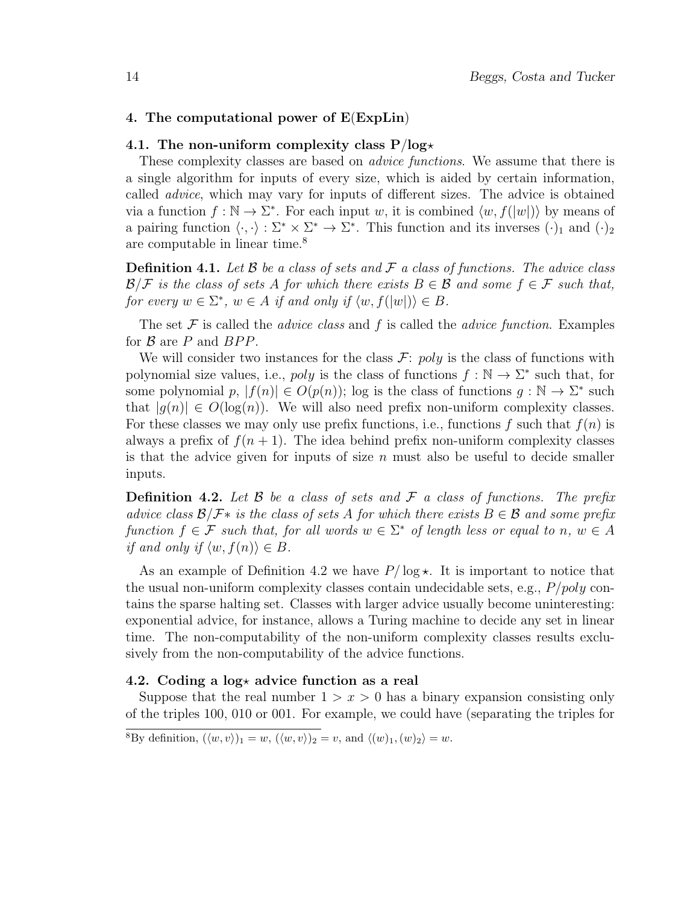## 4. The computational power of E(ExpLin)

### 4.1. The non-uniform complexity class P/log⋆

These complexity classes are based on *advice functions*. We assume that there is a single algorithm for inputs of every size, which is aided by certain information, called *advice*, which may vary for inputs of different sizes. The advice is obtained via a function $f : \mathbb{N} \to \Sigma^*$. For each input $w$, it is combined $\langle w, f(|w|)\rangle$ by means of a pairing function $\langle \cdot, \cdot \rangle : \Sigma^* \times \Sigma^* \to \Sigma^*$. This function and its inverses $(\cdot)_1$ and $(\cdot)_2$ are computable in linear time.[8]

**Definition 4.1.** *Let $\mathcal{B}$ be a class of sets and $\mathcal{F}$ a class of functions. The advice class $\mathcal{B}/\mathcal{F}$ is the class of sets $A$ for which there exists $B \in \mathcal{B}$ and some $f \in \mathcal{F}$ such that, for every $w \in \Sigma^*$, $w \in A$ if and only if $\langle w, f(|w|)\rangle \in B$.*

The set $\mathcal{F}$ is called the *advice class* and $f$ is called the *advice function*. Examples for $\mathcal{B}$ are $P$ and $BPP$.

We will consider two instances for the class $\mathcal{F}$: *poly* is the class of functions with polynomial size values, i.e., *poly* is the class of functions $f : \mathbb{N} \to \Sigma^*$ such that, for some polynomial $p$, $|f(n)| \in O(p(n))$; log is the class of functions $g : \mathbb{N} \to \Sigma^*$ such that $|g(n)| \in O(\log(n))$. We will also need prefix non-uniform complexity classes. For these classes we may only use prefix functions, i.e., functions $f$ such that $f(n)$ is always a prefix of $f(n+1)$. The idea behind prefix non-uniform complexity classes is that the advice given for inputs of size $n$ must also be useful to decide smaller inputs.

**Definition 4.2.** *Let $\mathcal{B}$ be a class of sets and $\mathcal{F}$ a class of functions. The prefix advice class $\mathcal{B}/\mathcal{F}*$ is the class of sets $A$ for which there exists $B \in \mathcal{B}$ and some prefix function $f \in \mathcal{F}$ such that, for all words $w \in \Sigma^*$ of length less or equal to $n$, $w \in A$ if and only if $\langle w, f(n)\rangle \in B$.*

As an example of Definition 4.2 we have $P/\log\star$. It is important to notice that the usual non-uniform complexity classes contain undecidable sets, e.g., $P/poly$ contains the sparse halting set. Classes with larger advice usually become uninteresting: exponential advice, for instance, allows a Turing machine to decide any set in linear time. The non-computability of the non-uniform complexity classes results exclusively from the non-computability of the advice functions.

### 4.2. Coding a log⋆ advice function as a real

Suppose that the real number $1 > x > 0$ has a binary expansion consisting only of the triples 100, 010 or 001. For example, we could have (separating the triples for

[8] By definition, $(\langle w, v\rangle)_1 = w$, $(\langle w, v\rangle)_2 = v$, and $\langle (w)_1, (w)_2\rangle = w$.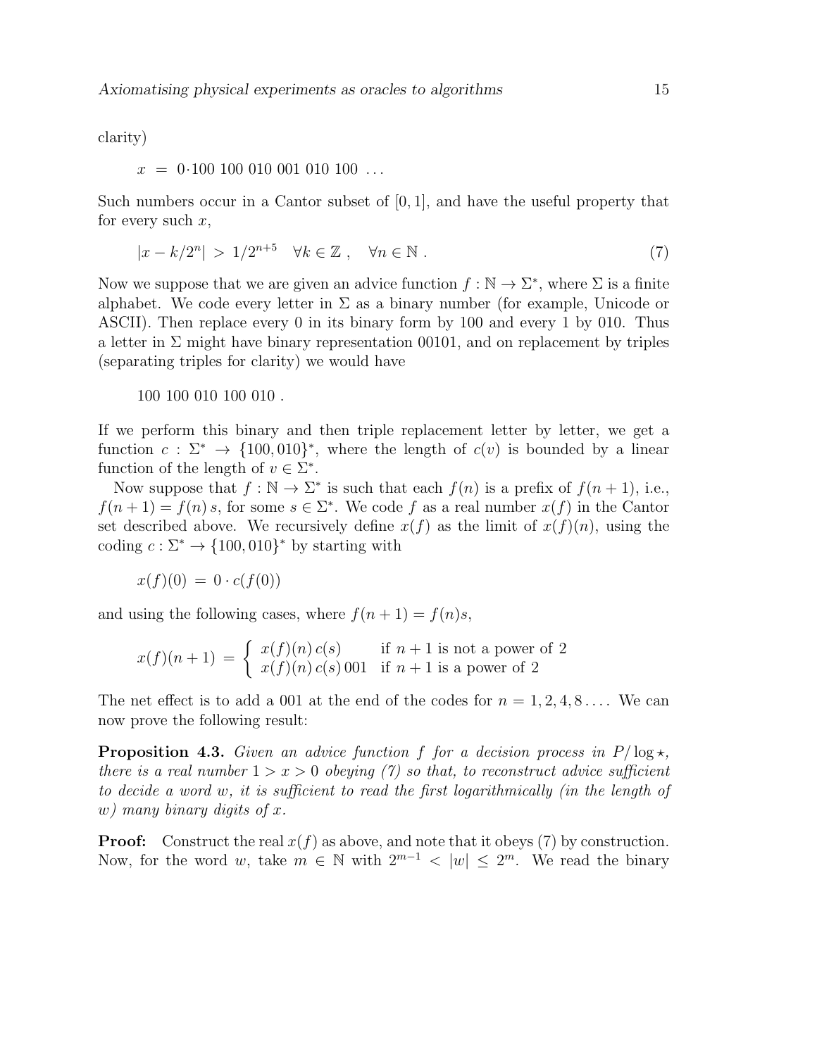clarity)

$$x \;=\; 0{\cdot}100\;100\;010\;001\;010\;100\;\ldots$$

Such numbers occur in a Cantor subset of $[0,1]$, and have the useful property that for every such $x$,

$$|x - k/2^n| \;>\; 1/2^{n+5} \quad \forall k \in \mathbb{Z}\;, \quad \forall n \in \mathbb{N}\;. \tag{7}$$

Now we suppose that we are given an advice function $f : \mathbb{N} \to \Sigma^*$, where $\Sigma$ is a finite alphabet. We code every letter in $\Sigma$ as a binary number (for example, Unicode or ASCII). Then replace every 0 in its binary form by 100 and every 1 by 010. Thus a letter in $\Sigma$ might have binary representation 00101, and on replacement by triples (separating triples for clarity) we would have

$$100\;100\;010\;100\;010\;.$$

If we perform this binary and then triple replacement letter by letter, we get a function $c : \Sigma^* \to \{100, 010\}^*$, where the length of $c(v)$ is bounded by a linear function of the length of $v \in \Sigma^*$.

Now suppose that $f : \mathbb{N} \to \Sigma^*$ is such that each $f(n)$ is a prefix of $f(n+1)$, i.e., $f(n+1) = f(n)\, s$, for some $s \in \Sigma^*$. We code $f$ as a real number $x(f)$ in the Cantor set described above. We recursively define $x(f)$ as the limit of $x(f)(n)$, using the coding $c : \Sigma^* \to \{100, 010\}^*$ by starting with

$$x(f)(0) \;=\; 0 \cdot c(f(0))$$

and using the following cases, where $f(n+1) = f(n)s$,

$$x(f)(n+1) \;=\; \begin{cases} x(f)(n)\, c(s) & \text{if } n+1 \text{ is not a power of 2} \\ x(f)(n)\, c(s)\, 001 & \text{if } n+1 \text{ is a power of 2} \end{cases}$$

The net effect is to add a 001 at the end of the codes for $n = 1, 2, 4, 8 \ldots$. We can now prove the following result:

**Proposition 4.3.** *Given an advice function $f$ for a decision process in $P/\log\star$, there is a real number $1 > x > 0$ obeying (7) so that, to reconstruct advice sufficient to decide a word $w$, it is sufficient to read the first logarithmically (in the length of $w$) many binary digits of $x$.*

**Proof:** Construct the real $x(f)$ as above, and note that it obeys (7) by construction. Now, for the word $w$, take $m \in \mathbb{N}$ with $2^{m-1} < |w| \leq 2^m$. We read the binary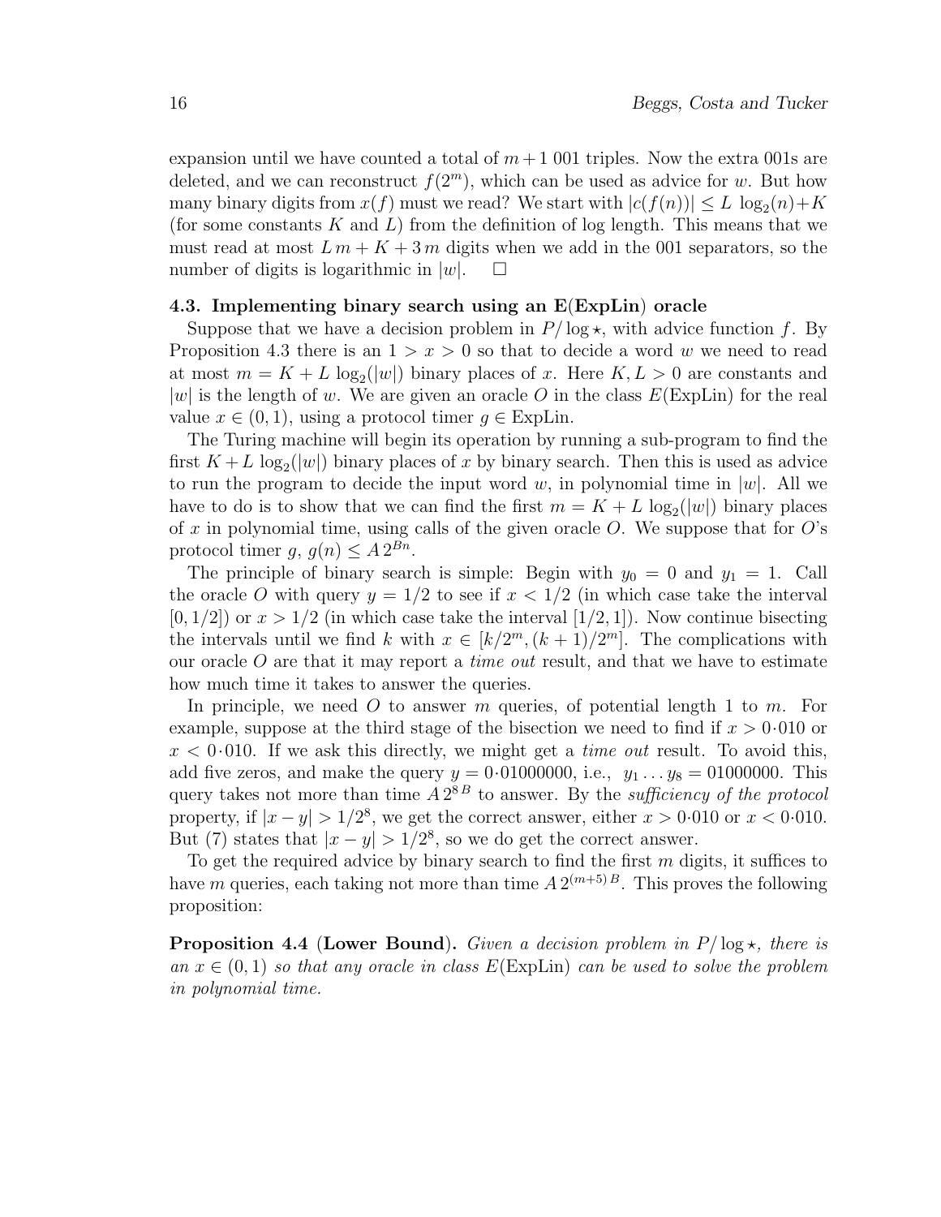expansion until we have counted a total of $m+1$ 001 triples. Now the extra 001s are deleted, and we can reconstruct $f(2^m)$, which can be used as advice for $w$. But how many binary digits from $x(f)$ must we read? We start with $|c(f(n))| \leq L\ \log_2(n)+K$ (for some constants $K$ and $L$) from the definition of log length. This means that we must read at most $L\,m + K + 3\,m$ digits when we add in the 001 separators, so the number of digits is logarithmic in $|w|$. $\square$

### 4.3. Implementing binary search using an E(ExpLin) oracle

Suppose that we have a decision problem in $P/\log\star$, with advice function $f$. By Proposition 4.3 there is an $1 > x > 0$ so that to decide a word $w$ we need to read at most $m = K + L\ \log_2(|w|)$ binary places of $x$. Here $K, L > 0$ are constants and $|w|$ is the length of $w$. We are given an oracle $O$ in the class $E$(ExpLin) for the real value $x \in (0, 1)$, using a protocol timer $g \in$ ExpLin.

The Turing machine will begin its operation by running a sub-program to find the first $K + L\ \log_2(|w|)$ binary places of $x$ by binary search. Then this is used as advice to run the program to decide the input word $w$, in polynomial time in $|w|$. All we have to do is to show that we can find the first $m = K + L\ \log_2(|w|)$ binary places of $x$ in polynomial time, using calls of the given oracle $O$. We suppose that for $O$'s protocol timer $g$, $g(n) \leq A\,2^{Bn}$.

The principle of binary search is simple: Begin with $y_0 = 0$ and $y_1 = 1$. Call the oracle $O$ with query $y = 1/2$ to see if $x < 1/2$ (in which case take the interval $[0, 1/2]$) or $x > 1/2$ (in which case take the interval $[1/2, 1]$). Now continue bisecting the intervals until we find $k$ with $x \in [k/2^m, (k+1)/2^m]$. The complications with our oracle $O$ are that it may report a *time out* result, and that we have to estimate how much time it takes to answer the queries.

In principle, we need $O$ to answer $m$ queries, of potential length 1 to $m$. For example, suppose at the third stage of the bisection we need to find if $x > 0{\cdot}010$ or $x < 0{\cdot}010$. If we ask this directly, we might get a *time out* result. To avoid this, add five zeros, and make the query $y = 0{\cdot}01000000$, i.e., $y_1 \ldots y_8 = 01000000$. This query takes not more than time $A\,2^{8\,B}$ to answer. By the *sufficiency of the protocol* property, if $|x - y| > 1/2^8$, we get the correct answer, either $x > 0{\cdot}010$ or $x < 0{\cdot}010$. But (7) states that $|x - y| > 1/2^8$, so we do get the correct answer.

To get the required advice by binary search to find the first $m$ digits, it suffices to have $m$ queries, each taking not more than time $A\,2^{(m+5)\,B}$. This proves the following proposition:

**Proposition 4.4** (**Lower Bound**). *Given a decision problem in $P/\log\star$, there is an $x \in (0, 1)$ so that any oracle in class $E$(ExpLin) can be used to solve the problem in polynomial time.*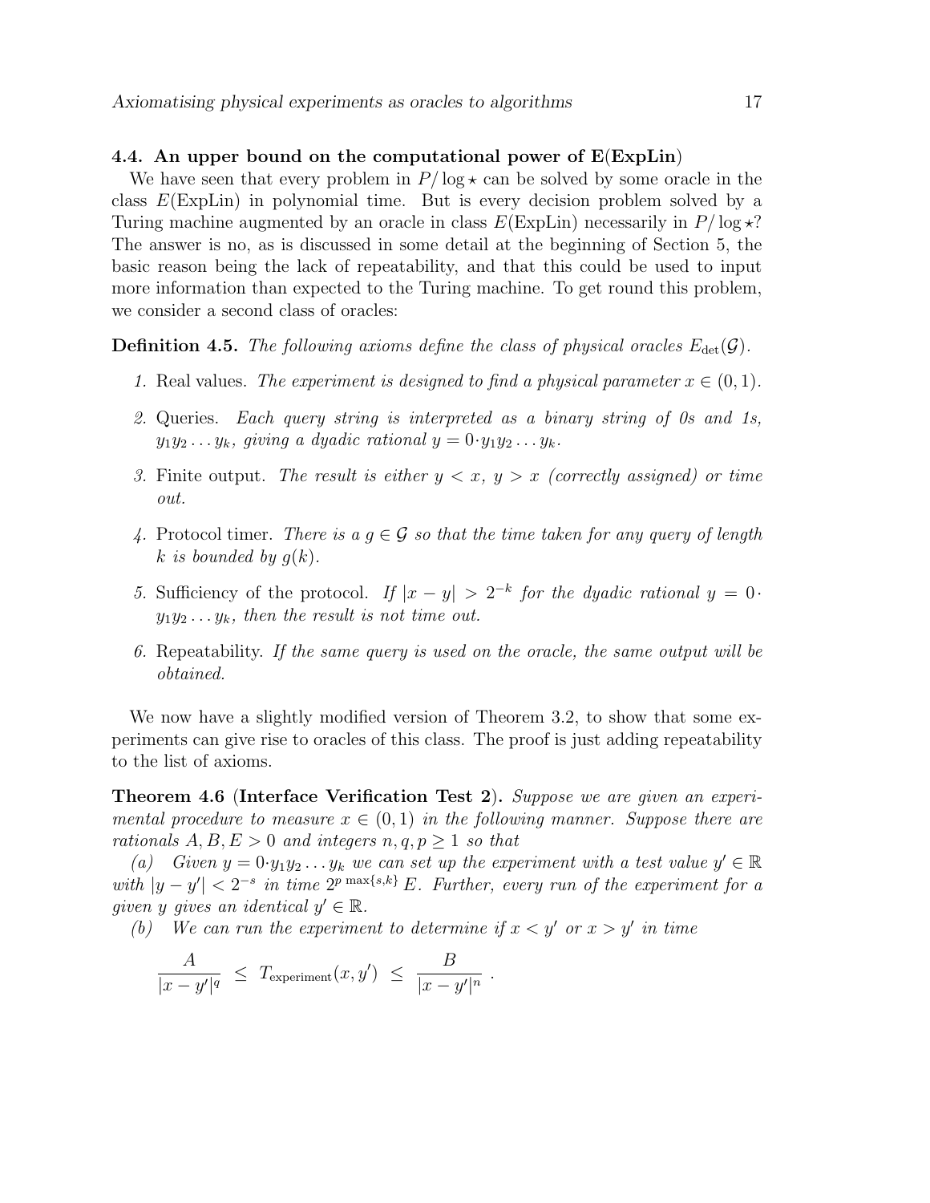### 4.4. An upper bound on the computational power of E(ExpLin)

We have seen that every problem in $P/\log\star$ can be solved by some oracle in the class $E(\text{ExpLin})$ in polynomial time. But is every decision problem solved by a Turing machine augmented by an oracle in class $E(\text{ExpLin})$ necessarily in $P/\log\star$? The answer is no, as is discussed in some detail at the beginning of Section 5, the basic reason being the lack of repeatability, and that this could be used to input more information than expected to the Turing machine. To get round this problem, we consider a second class of oracles:

**Definition 4.5.** *The following axioms define the class of physical oracles $E_{\text{det}}(\mathcal{G})$.*

1. Real values. *The experiment is designed to find a physical parameter $x \in (0,1)$.*
2. Queries. *Each query string is interpreted as a binary string of 0s and 1s, $y_1 y_2 \ldots y_k$, giving a dyadic rational $y = 0{\cdot}y_1 y_2 \ldots y_k$.*
3. Finite output. *The result is either $y < x$, $y > x$ (correctly assigned) or time out.*
4. Protocol timer. *There is a $g \in \mathcal{G}$ so that the time taken for any query of length $k$ is bounded by $g(k)$.*
5. Sufficiency of the protocol. *If $|x - y| > 2^{-k}$ for the dyadic rational $y = 0{\cdot} y_1 y_2 \ldots y_k$, then the result is not time out.*
6. Repeatability. *If the same query is used on the oracle, the same output will be obtained.*

We now have a slightly modified version of Theorem 3.2, to show that some experiments can give rise to oracles of this class. The proof is just adding repeatability to the list of axioms.

**Theorem 4.6 (Interface Verification Test 2).** *Suppose we are given an experimental procedure to measure $x \in (0,1)$ in the following manner. Suppose there are rationals $A, B, E > 0$ and integers $n, q, p \geq 1$ so that*

*(a) Given $y = 0{\cdot}y_1 y_2 \ldots y_k$ we can set up the experiment with a test value $y' \in \mathbb{R}$ with $|y - y'| < 2^{-s}$ in time $2^{p\max\{s,k\}}\, E$. Further, every run of the experiment for a given $y$ gives an identical $y' \in \mathbb{R}$.*

*(b) We can run the experiment to determine if $x < y'$ or $x > y'$ in time*

$$\frac{A}{|x-y'|^q} \;\leq\; T_{\text{experiment}}(x, y') \;\leq\; \frac{B}{|x-y'|^n}\ .$$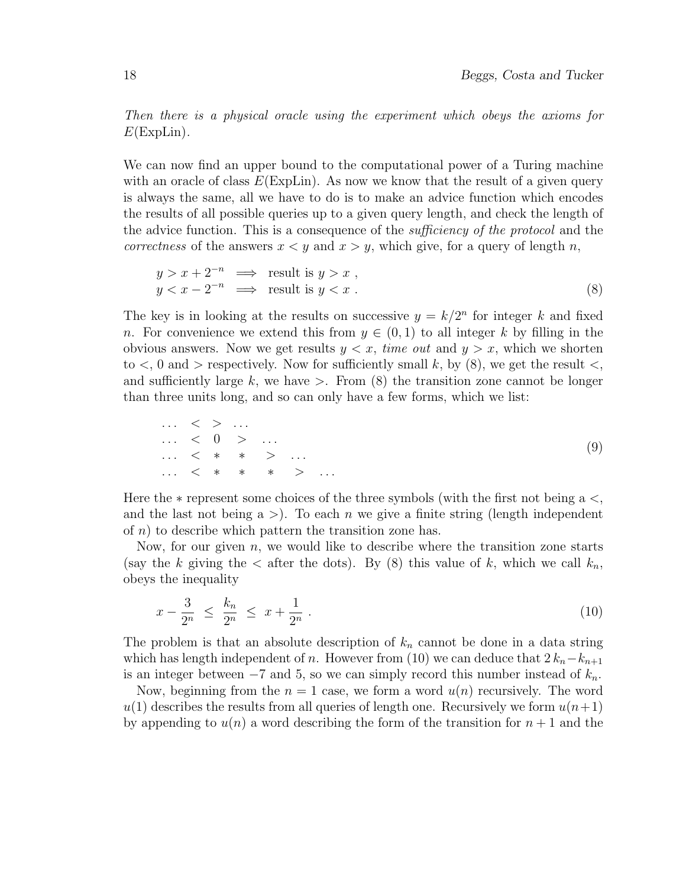*Then there is a physical oracle using the experiment which obeys the axioms for* $E(\text{ExpLin})$.

We can now find an upper bound to the computational power of a Turing machine with an oracle of class $E(\text{ExpLin})$. As now we know that the result of a given query is always the same, all we have to do is to make an advice function which encodes the results of all possible queries up to a given query length, and check the length of the advice function. This is a consequence of the *sufficiency of the protocol* and the *correctness* of the answers $x < y$ and $x > y$, which give, for a query of length $n$,

$$
\begin{aligned}
y > x + 2^{-n} &\implies \text{result is } y > x \ , \\
y < x - 2^{-n} &\implies \text{result is } y < x \ .
\end{aligned}
\tag{8}
$$

The key is in looking at the results on successive $y = k/2^n$ for integer $k$ and fixed $n$. For convenience we extend this from $y \in (0, 1)$ to all integer $k$ by filling in the obvious answers. Now we get results $y < x$, *time out* and $y > x$, which we shorten to $<$, $0$ and $>$ respectively. Now for sufficiently small $k$, by (8), we get the result $<$, and sufficiently large $k$, we have $>$. From (8) the transition zone cannot be longer than three units long, and so can only have a few forms, which we list:

$$
\begin{array}{llllll}
\ldots & < & > & \ldots & & \\
\ldots & < & 0 & > & \ldots & \\
\ldots & < & * & * & > & \ldots \\
\ldots & < & * & * & * & > \quad \ldots
\end{array}
\tag{9}
$$

Here the $*$ represent some choices of the three symbols (with the first not being a $<$, and the last not being a $>$). To each $n$ we give a finite string (length independent of $n$) to describe which pattern the transition zone has.

Now, for our given $n$, we would like to describe where the transition zone starts (say the $k$ giving the $<$ after the dots). By (8) this value of $k$, which we call $k_n$, obeys the inequality

$$
x - \frac{3}{2^n} \ \le \ \frac{k_n}{2^n} \ \le \ x + \frac{1}{2^n} \ .
\tag{10}
$$

The problem is that an absolute description of $k_n$ cannot be done in a data string which has length independent of $n$. However from (10) we can deduce that $2\,k_n - k_{n+1}$ is an integer between $-7$ and $5$, so we can simply record this number instead of $k_n$.

Now, beginning from the $n = 1$ case, we form a word $u(n)$ recursively. The word $u(1)$ describes the results from all queries of length one. Recursively we form $u(n+1)$ by appending to $u(n)$ a word describing the form of the transition for $n + 1$ and the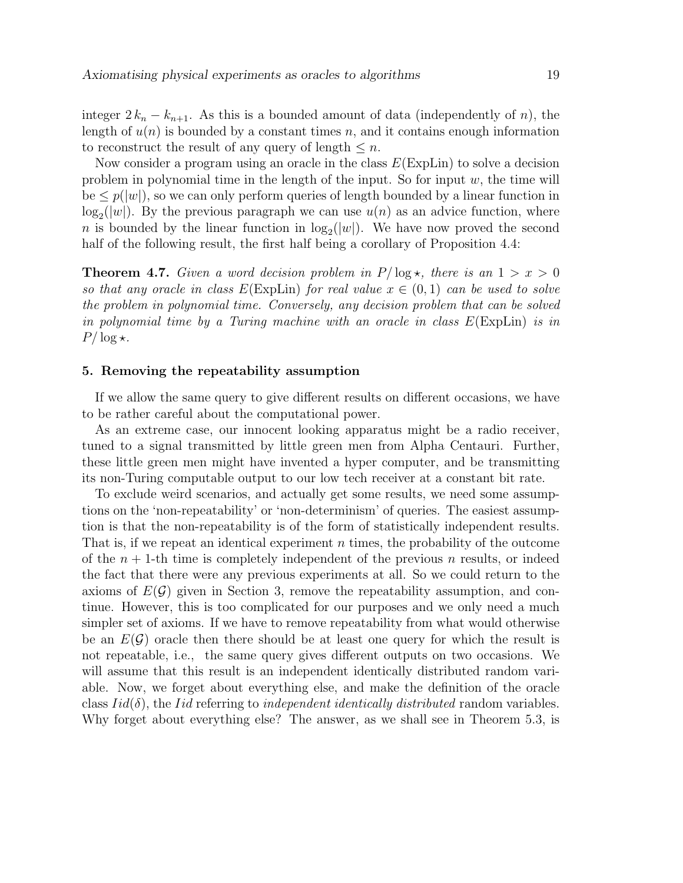integer $2\,k_n - k_{n+1}$. As this is a bounded amount of data (independently of $n$), the length of $u(n)$ is bounded by a constant times $n$, and it contains enough information to reconstruct the result of any query of length $\le n$.

Now consider a program using an oracle in the class $E(\mathrm{ExpLin})$ to solve a decision problem in polynomial time in the length of the input. So for input $w$, the time will be $\le p(|w|)$, so we can only perform queries of length bounded by a linear function in $\log_2(|w|)$. By the previous paragraph we can use $u(n)$ as an advice function, where $n$ is bounded by the linear function in $\log_2(|w|)$. We have now proved the second half of the following result, the first half being a corollary of Proposition 4.4:

**Theorem 4.7.** *Given a word decision problem in $P/\log\star$, there is an $1 > x > 0$ so that any oracle in class $E(\mathrm{ExpLin})$ for real value $x \in (0,1)$ can be used to solve the problem in polynomial time. Conversely, any decision problem that can be solved in polynomial time by a Turing machine with an oracle in class $E(\mathrm{ExpLin})$ is in $P/\log\star$.*

## 5. Removing the repeatability assumption

If we allow the same query to give different results on different occasions, we have to be rather careful about the computational power.

As an extreme case, our innocent looking apparatus might be a radio receiver, tuned to a signal transmitted by little green men from Alpha Centauri. Further, these little green men might have invented a hyper computer, and be transmitting its non-Turing computable output to our low tech receiver at a constant bit rate.

To exclude weird scenarios, and actually get some results, we need some assumptions on the 'non-repeatability' or 'non-determinism' of queries. The easiest assumption is that the non-repeatability is of the form of statistically independent results. That is, if we repeat an identical experiment $n$ times, the probability of the outcome of the $n+1$-th time is completely independent of the previous $n$ results, or indeed the fact that there were any previous experiments at all. So we could return to the axioms of $E(\mathcal{G})$ given in Section 3, remove the repeatability assumption, and continue. However, this is too complicated for our purposes and we only need a much simpler set of axioms. If we have to remove repeatability from what would otherwise be an $E(\mathcal{G})$ oracle then there should be at least one query for which the result is not repeatable, i.e., the same query gives different outputs on two occasions. We will assume that this result is an independent identically distributed random variable. Now, we forget about everything else, and make the definition of the oracle class $Iid(\delta)$, the $Iid$ referring to *independent identically distributed* random variables. Why forget about everything else? The answer, as we shall see in Theorem 5.3, is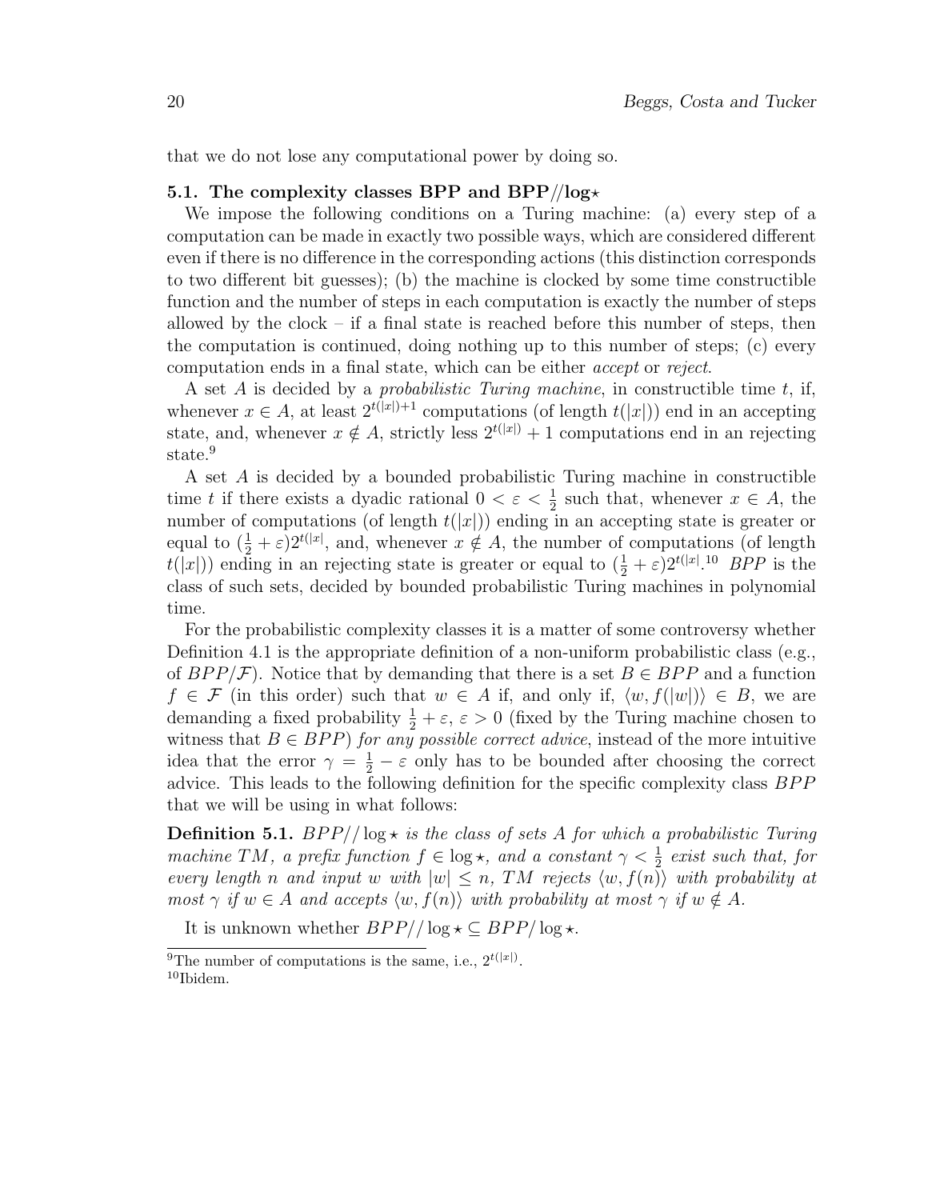that we do not lose any computational power by doing so.

### 5.1. The complexity classes BPP and BPP//log⋆

We impose the following conditions on a Turing machine: (a) every step of a computation can be made in exactly two possible ways, which are considered different even if there is no difference in the corresponding actions (this distinction corresponds to two different bit guesses); (b) the machine is clocked by some time constructible function and the number of steps in each computation is exactly the number of steps allowed by the clock – if a final state is reached before this number of steps, then the computation is continued, doing nothing up to this number of steps; (c) every computation ends in a final state, which can be either *accept* or *reject*.

A set $A$ is decided by a *probabilistic Turing machine*, in constructible time $t$, if, whenever $x \in A$, at least $2^{t(|x|)+1}$ computations (of length $t(|x|)$) end in an accepting state, and, whenever $x \notin A$, strictly less $2^{t(|x|)} + 1$ computations end in an rejecting state.[9]

A set $A$ is decided by a bounded probabilistic Turing machine in constructible time $t$ if there exists a dyadic rational $0 < \varepsilon < \frac{1}{2}$ such that, whenever $x \in A$, the number of computations (of length $t(|x|)$) ending in an accepting state is greater or equal to $(\frac{1}{2} + \varepsilon)2^{t(|x|}$, and, whenever $x \notin A$, the number of computations (of length $t(|x|)$) ending in an rejecting state is greater or equal to $(\frac{1}{2} + \varepsilon)2^{t(|x|}$.[10] *BPP* is the class of such sets, decided by bounded probabilistic Turing machines in polynomial time.

For the probabilistic complexity classes it is a matter of some controversy whether Definition 4.1 is the appropriate definition of a non-uniform probabilistic class (e.g., of $BPP/\mathcal{F}$). Notice that by demanding that there is a set $B \in BPP$ and a function $f \in \mathcal{F}$ (in this order) such that $w \in A$ if, and only if, $\langle w, f(|w|)\rangle \in B$, we are demanding a fixed probability $\frac{1}{2} + \varepsilon$, $\varepsilon > 0$ (fixed by the Turing machine chosen to witness that $B \in BPP$) *for any possible correct advice*, instead of the more intuitive idea that the error $\gamma = \frac{1}{2} - \varepsilon$ only has to be bounded after choosing the correct advice. This leads to the following definition for the specific complexity class $BPP$ that we will be using in what follows:

**Definition 5.1.** *$BPP//\log\star$ is the class of sets $A$ for which a probabilistic Turing machine $TM$, a prefix function $f \in \log\star$, and a constant $\gamma < \frac{1}{2}$ exist such that, for every length $n$ and input $w$ with $|w| \leq n$, $TM$ rejects $\langle w, f(n)\rangle$ with probability at most $\gamma$ if $w \in A$ and accepts $\langle w, f(n)\rangle$ with probability at most $\gamma$ if $w \notin A$.*

It is unknown whether $BPP//\log\star \subseteq BPP/\log\star$.

---

[9] The number of computations is the same, i.e., $2^{t(|x|)}$.

[10] Ibidem.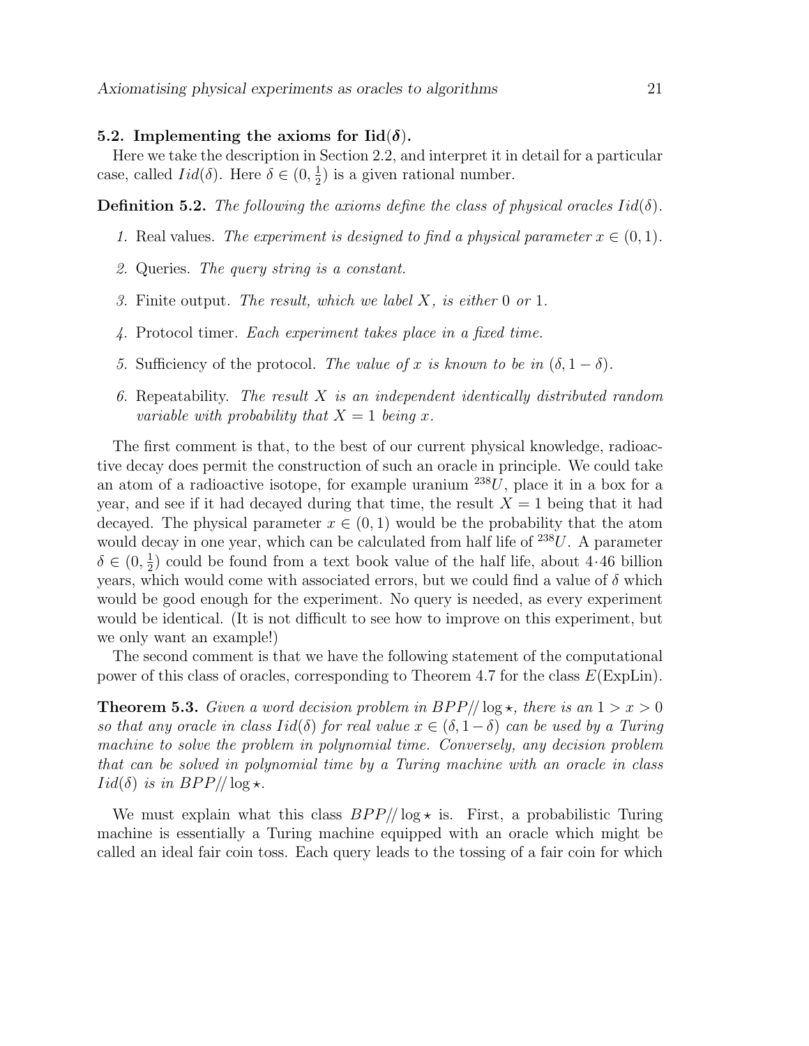### 5.2. Implementing the axioms for Iid($\delta$).

Here we take the description in Section 2.2, and interpret it in detail for a particular case, called $Iid(\delta)$. Here $\delta \in (0, \frac{1}{2})$ is a given rational number.

**Definition 5.2.** *The following the axioms define the class of physical oracles $Iid(\delta)$.*

1. Real values. *The experiment is designed to find a physical parameter $x \in (0, 1)$.*
2. Queries. *The query string is a constant.*
3. Finite output. *The result, which we label $X$, is either 0 or 1.*
4. Protocol timer. *Each experiment takes place in a fixed time.*
5. Sufficiency of the protocol. *The value of $x$ is known to be in $(\delta, 1 - \delta)$.*
6. Repeatability. *The result $X$ is an independent identically distributed random variable with probability that $X = 1$ being $x$.*

The first comment is that, to the best of our current physical knowledge, radioactive decay does permit the construction of such an oracle in principle. We could take an atom of a radioactive isotope, for example uranium $^{238}U$, place it in a box for a year, and see if it had decayed during that time, the result $X = 1$ being that it had decayed. The physical parameter $x \in (0, 1)$ would be the probability that the atom would decay in one year, which can be calculated from half life of $^{238}U$. A parameter $\delta \in (0, \frac{1}{2})$ could be found from a text book value of the half life, about 4·46 billion years, which would come with associated errors, but we could find a value of $\delta$ which would be good enough for the experiment. No query is needed, as every experiment would be identical. (It is not difficult to see how to improve on this experiment, but we only want an example!)

The second comment is that we have the following statement of the computational power of this class of oracles, corresponding to Theorem 4.7 for the class $E$(ExpLin).

**Theorem 5.3.** *Given a word decision problem in $BPP// \log\star$, there is an $1 > x > 0$ so that any oracle in class $Iid(\delta)$ for real value $x \in (\delta, 1 - \delta)$ can be used by a Turing machine to solve the problem in polynomial time. Conversely, any decision problem that can be solved in polynomial time by a Turing machine with an oracle in class $Iid(\delta)$ is in $BPP// \log\star$.*

We must explain what this class $BPP// \log\star$ is. First, a probabilistic Turing machine is essentially a Turing machine equipped with an oracle which might be called an ideal fair coin toss. Each query leads to the tossing of a fair coin for which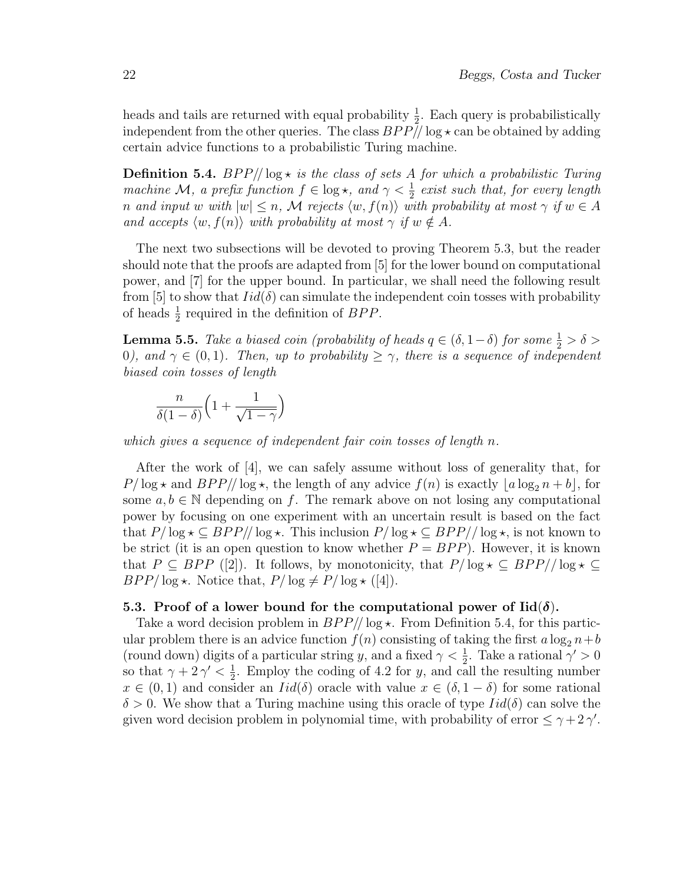heads and tails are returned with equal probability $\frac{1}{2}$. Each query is probabilistically independent from the other queries. The class $BPP// \log\star$ can be obtained by adding certain advice functions to a probabilistic Turing machine.

**Definition 5.4.** *$BPP// \log\star$ is the class of sets $A$ for which a probabilistic Turing machine $\mathcal{M}$, a prefix function $f \in \log\star$, and $\gamma < \frac{1}{2}$ exist such that, for every length $n$ and input $w$ with $|w| \leq n$, $\mathcal{M}$ rejects $\langle w, f(n)\rangle$ with probability at most $\gamma$ if $w \in A$ and accepts $\langle w, f(n)\rangle$ with probability at most $\gamma$ if $w \notin A$.*

The next two subsections will be devoted to proving Theorem 5.3, but the reader should note that the proofs are adapted from [5] for the lower bound on computational power, and [7] for the upper bound. In particular, we shall need the following result from [5] to show that $Iid(\delta)$ can simulate the independent coin tosses with probability of heads $\frac{1}{2}$ required in the definition of $BPP$.

**Lemma 5.5.** *Take a biased coin (probability of heads $q \in (\delta, 1-\delta)$ for some $\frac{1}{2} > \delta > 0$), and $\gamma \in (0,1)$. Then, up to probability $\geq \gamma$, there is a sequence of independent biased coin tosses of length*

$$\frac{n}{\delta(1-\delta)}\Big(1 + \frac{1}{\sqrt{1-\gamma}}\Big)$$

*which gives a sequence of independent fair coin tosses of length $n$.*

After the work of [4], we can safely assume without loss of generality that, for $P/\log\star$ and $BPP//\log\star$, the length of any advice $f(n)$ is exactly $\lfloor a \log_2 n + b\rfloor$, for some $a, b \in \mathbb{N}$ depending on $f$. The remark above on not losing any computational power by focusing on one experiment with an uncertain result is based on the fact that $P/\log\star \subseteq BPP//\log\star$. This inclusion $P/\log\star \subseteq BPP//\log\star$, is not known to be strict (it is an open question to know whether $P = BPP$). However, it is known that $P \subseteq BPP$ ([2]). It follows, by monotonicity, that $P/\log\star \subseteq BPP//\log\star \subseteq BPP/\log\star$. Notice that, $P/\log \neq P/\log\star$ ([4]).

### 5.3. Proof of a lower bound for the computational power of $\mathbf{Iid}(\boldsymbol{\delta})$.

Take a word decision problem in $BPP//\log\star$. From Definition 5.4, for this particular problem there is an advice function $f(n)$ consisting of taking the first $a \log_2 n + b$ (round down) digits of a particular string $y$, and a fixed $\gamma < \frac{1}{2}$. Take a rational $\gamma' > 0$ so that $\gamma + 2\gamma' < \frac{1}{2}$. Employ the coding of 4.2 for $y$, and call the resulting number $x \in (0,1)$ and consider an $Iid(\delta)$ oracle with value $x \in (\delta, 1-\delta)$ for some rational $\delta > 0$. We show that a Turing machine using this oracle of type $Iid(\delta)$ can solve the given word decision problem in polynomial time, with probability of error $\leq \gamma + 2\gamma'$.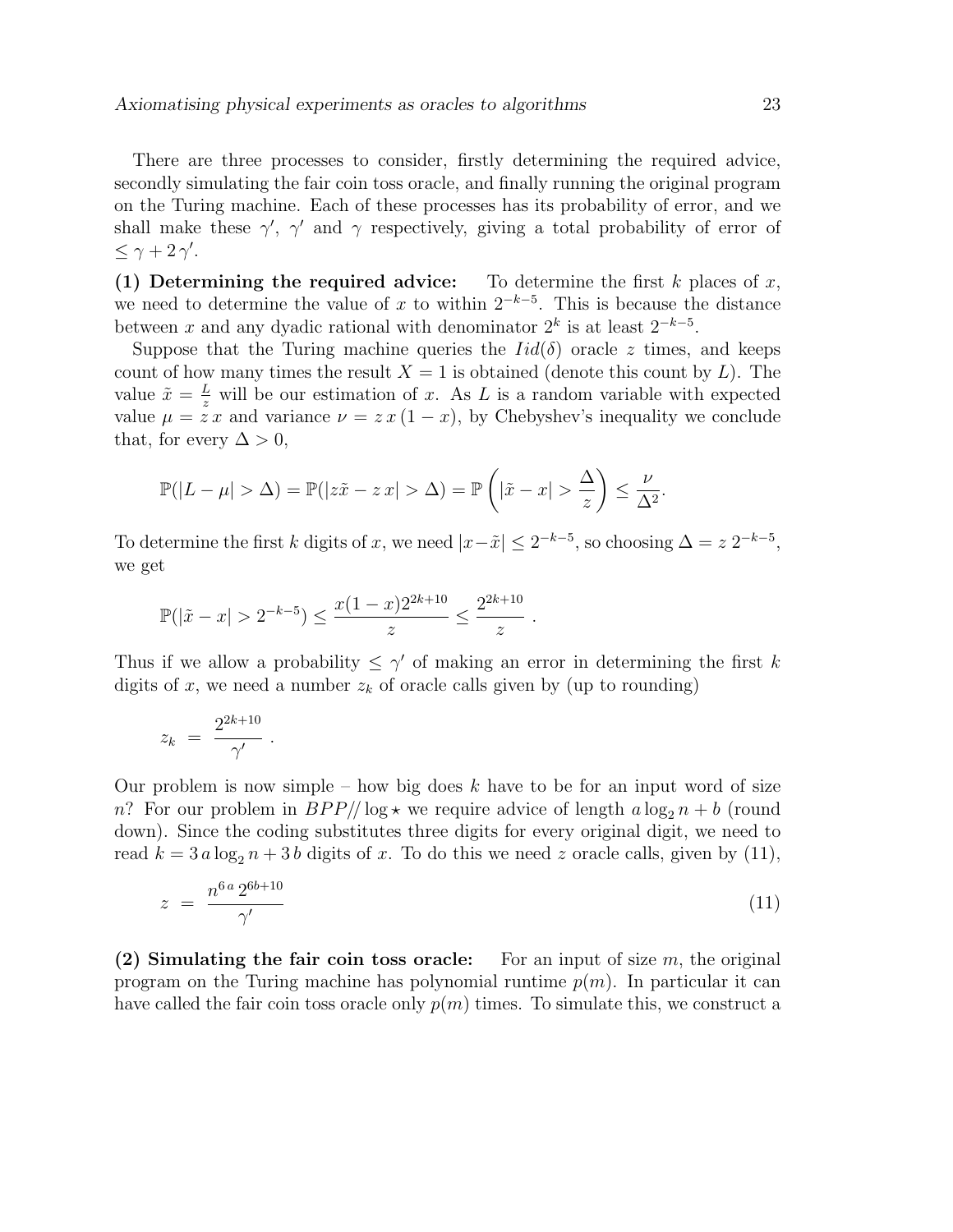There are three processes to consider, firstly determining the required advice, secondly simulating the fair coin toss oracle, and finally running the original program on the Turing machine. Each of these processes has its probability of error, and we shall make these $\gamma'$, $\gamma'$ and $\gamma$ respectively, giving a total probability of error of $\leq \gamma + 2\,\gamma'$.

**(1) Determining the required advice:** To determine the first $k$ places of $x$, we need to determine the value of $x$ to within $2^{-k-5}$. This is because the distance between $x$ and any dyadic rational with denominator $2^k$ is at least $2^{-k-5}$.

Suppose that the Turing machine queries the $Iid(\delta)$ oracle $z$ times, and keeps count of how many times the result $X = 1$ is obtained (denote this count by $L$). The value $\tilde{x} = \frac{L}{z}$ will be our estimation of $x$. As $L$ is a random variable with expected value $\mu = z\,x$ and variance $\nu = z\,x\,(1-x)$, by Chebyshev's inequality we conclude that, for every $\Delta > 0$,

$$\mathbb{P}(|L - \mu| > \Delta) = \mathbb{P}(|z\tilde{x} - z\,x| > \Delta) = \mathbb{P}\left(|\tilde{x} - x| > \frac{\Delta}{z}\right) \leq \frac{\nu}{\Delta^2}.$$

To determine the first $k$ digits of $x$, we need $|x - \tilde{x}| \leq 2^{-k-5}$, so choosing $\Delta = z\,2^{-k-5}$, we get

$$\mathbb{P}(|\tilde{x} - x| > 2^{-k-5}) \leq \frac{x(1-x)2^{2k+10}}{z} \leq \frac{2^{2k+10}}{z}\ .$$

Thus if we allow a probability $\leq \gamma'$ of making an error in determining the first $k$ digits of $x$, we need a number $z_k$ of oracle calls given by (up to rounding)

$$z_k \ = \ \frac{2^{2k+10}}{\gamma'}\ .$$

Our problem is now simple – how big does $k$ have to be for an input word of size $n$? For our problem in $BPP//\log\star$ we require advice of length $a\log_2 n + b$ (round down). Since the coding substitutes three digits for every original digit, we need to read $k = 3\,a\log_2 n + 3\,b$ digits of $x$. To do this we need $z$ oracle calls, given by (11),

$$z \ = \ \frac{n^{6\,a}\,2^{6b+10}}{\gamma'} \tag{11}$$

**(2) Simulating the fair coin toss oracle:** For an input of size $m$, the original program on the Turing machine has polynomial runtime $p(m)$. In particular it can have called the fair coin toss oracle only $p(m)$ times. To simulate this, we construct a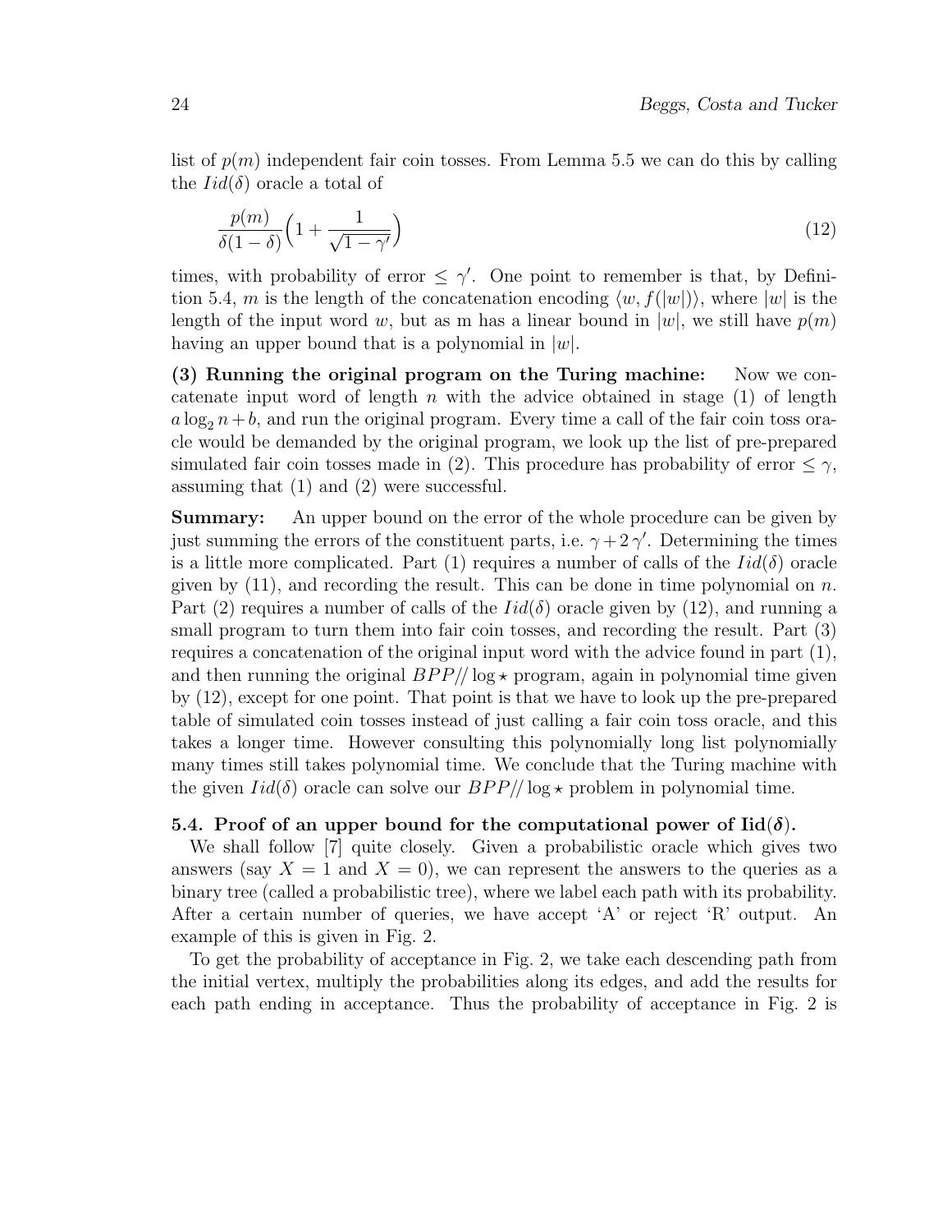list of $p(m)$ independent fair coin tosses. From Lemma 5.5 we can do this by calling the $Iid(\delta)$ oracle a total of

$$\frac{p(m)}{\delta(1-\delta)}\Big(1+\frac{1}{\sqrt{1-\gamma'}}\Big) \tag{12}$$

times, with probability of error $\leq \gamma'$. One point to remember is that, by Definition 5.4, $m$ is the length of the concatenation encoding $\langle w, f(|w|)\rangle$, where $|w|$ is the length of the input word $w$, but as m has a linear bound in $|w|$, we still have $p(m)$ having an upper bound that is a polynomial in $|w|$.

**(3) Running the original program on the Turing machine:** Now we concatenate input word of length $n$ with the advice obtained in stage (1) of length $a\log_2 n + b$, and run the original program. Every time a call of the fair coin toss oracle would be demanded by the original program, we look up the list of pre-prepared simulated fair coin tosses made in (2). This procedure has probability of error $\leq \gamma$, assuming that (1) and (2) were successful.

**Summary:** An upper bound on the error of the whole procedure can be given by just summing the errors of the constituent parts, i.e. $\gamma + 2\,\gamma'$. Determining the times is a little more complicated. Part (1) requires a number of calls of the $Iid(\delta)$ oracle given by (11), and recording the result. This can be done in time polynomial on $n$. Part (2) requires a number of calls of the $Iid(\delta)$ oracle given by (12), and running a small program to turn them into fair coin tosses, and recording the result. Part (3) requires a concatenation of the original input word with the advice found in part (1), and then running the original $BPP//\log\star$ program, again in polynomial time given by (12), except for one point. That point is that we have to look up the pre-prepared table of simulated coin tosses instead of just calling a fair coin toss oracle, and this takes a longer time. However consulting this polynomially long list polynomially many times still takes polynomial time. We conclude that the Turing machine with the given $Iid(\delta)$ oracle can solve our $BPP//\log\star$ problem in polynomial time.

### 5.4. Proof of an upper bound for the computational power of Iid($\delta$).

We shall follow [7] quite closely. Given a probabilistic oracle which gives two answers (say $X = 1$ and $X = 0$), we can represent the answers to the queries as a binary tree (called a probabilistic tree), where we label each path with its probability. After a certain number of queries, we have accept 'A' or reject 'R' output. An example of this is given in Fig. 2.

To get the probability of acceptance in Fig. 2, we take each descending path from the initial vertex, multiply the probabilities along its edges, and add the results for each path ending in acceptance. Thus the probability of acceptance in Fig. 2 is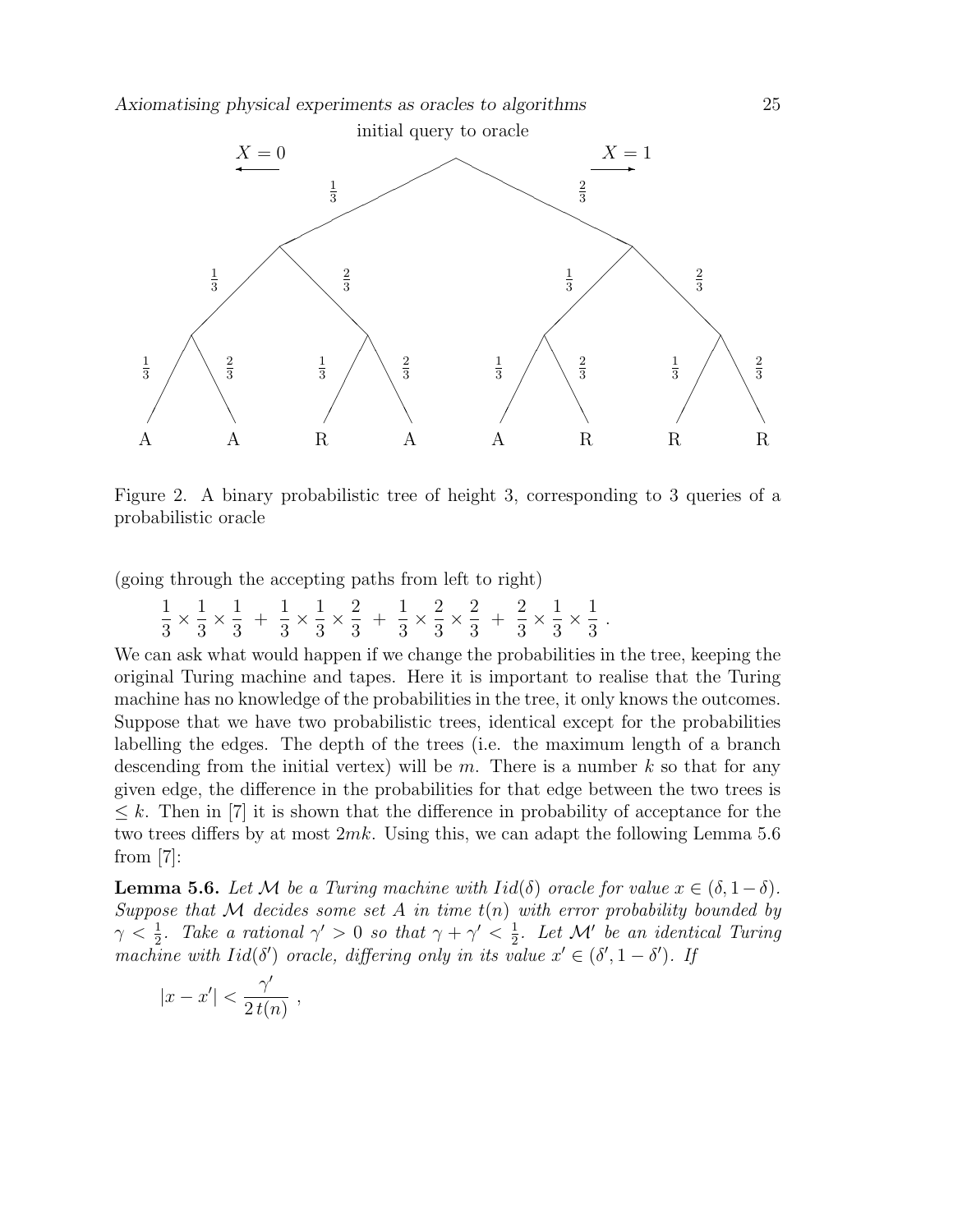Figure 2. A binary probabilistic tree of height 3, corresponding to 3 queries of a probabilistic oracle

(going through the accepting paths from left to right)

$$\frac{1}{3}\times\frac{1}{3}\times\frac{1}{3} \;+\; \frac{1}{3}\times\frac{1}{3}\times\frac{2}{3} \;+\; \frac{1}{3}\times\frac{2}{3}\times\frac{2}{3} \;+\; \frac{2}{3}\times\frac{1}{3}\times\frac{1}{3}\;.$$

We can ask what would happen if we change the probabilities in the tree, keeping the original Turing machine and tapes. Here it is important to realise that the Turing machine has no knowledge of the probabilities in the tree, it only knows the outcomes. Suppose that we have two probabilistic trees, identical except for the probabilities labelling the edges. The depth of the trees (i.e. the maximum length of a branch descending from the initial vertex) will be $m$. There is a number $k$ so that for any given edge, the difference in the probabilities for that edge between the two trees is $\leq k$. Then in [7] it is shown that the difference in probability of acceptance for the two trees differs by at most $2mk$. Using this, we can adapt the following Lemma 5.6 from [7]:

**Lemma 5.6.** *Let $\mathcal{M}$ be a Turing machine with $Iid(\delta)$ oracle for value $x \in (\delta, 1-\delta)$. Suppose that $\mathcal{M}$ decides some set $A$ in time $t(n)$ with error probability bounded by $\gamma < \frac{1}{2}$. Take a rational $\gamma' > 0$ so that $\gamma + \gamma' < \frac{1}{2}$. Let $\mathcal{M}'$ be an identical Turing machine with $Iid(\delta')$ oracle, differing only in its value $x' \in (\delta', 1-\delta')$. If*

$$|x - x'| < \frac{\gamma'}{2\,t(n)}\ ,$$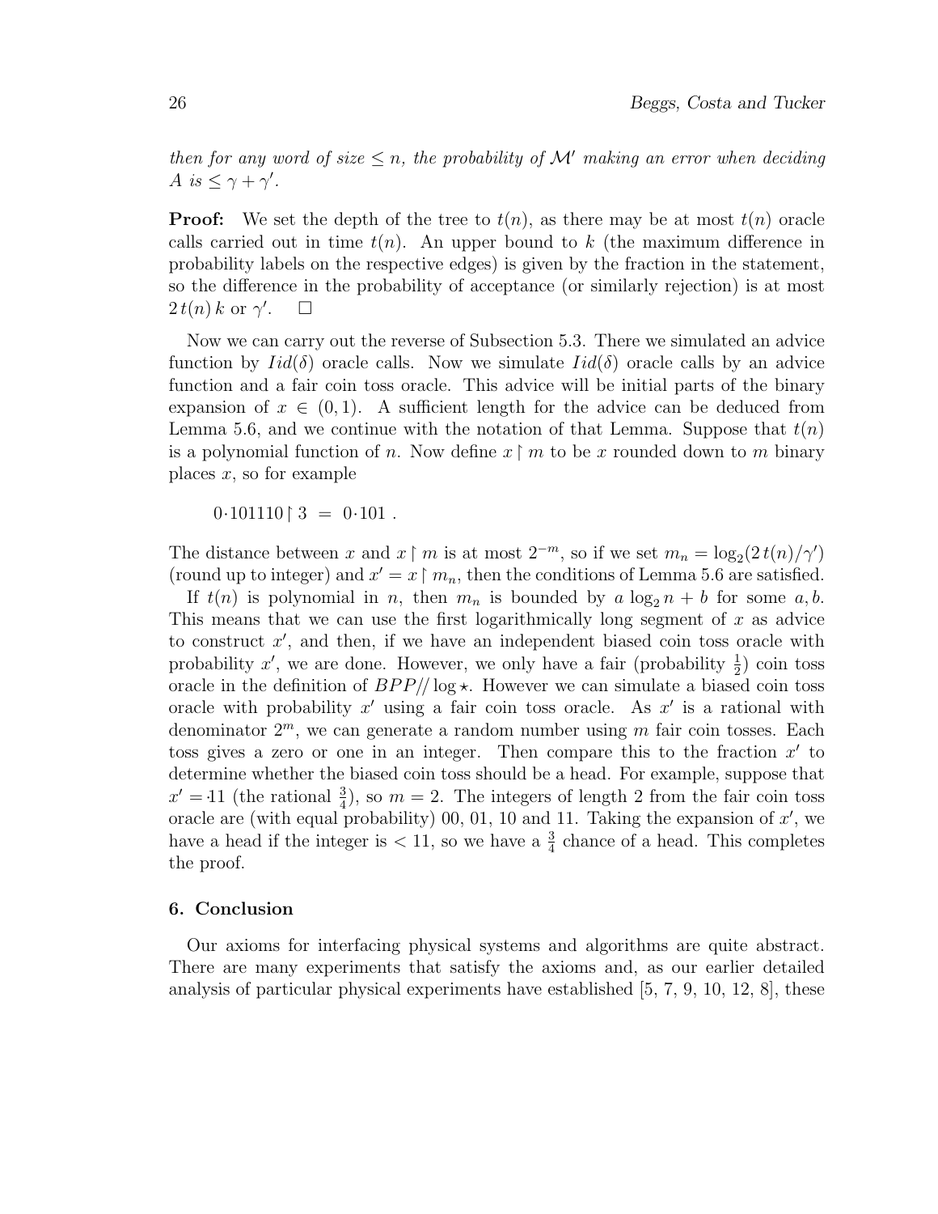*then for any word of size $\leq n$, the probability of $\mathcal{M}'$ making an error when deciding $A$ is $\leq \gamma + \gamma'$.*

**Proof:** We set the depth of the tree to $t(n)$, as there may be at most $t(n)$ oracle calls carried out in time $t(n)$. An upper bound to $k$ (the maximum difference in probability labels on the respective edges) is given by the fraction in the statement, so the difference in the probability of acceptance (or similarly rejection) is at most $2\,t(n)\,k$ or $\gamma'$. $\square$

Now we can carry out the reverse of Subsection 5.3. There we simulated an advice function by $Iid(\delta)$ oracle calls. Now we simulate $Iid(\delta)$ oracle calls by an advice function and a fair coin toss oracle. This advice will be initial parts of the binary expansion of $x \in (0,1)$. A sufficient length for the advice can be deduced from Lemma 5.6, and we continue with the notation of that Lemma. Suppose that $t(n)$ is a polynomial function of $n$. Now define $x \upharpoonright m$ to be $x$ rounded down to $m$ binary places $x$, so for example

$$0{\cdot}101110 \upharpoonright 3 \;=\; 0{\cdot}101\;.$$

The distance between $x$ and $x \upharpoonright m$ is at most $2^{-m}$, so if we set $m_n = \log_2(2\,t(n)/\gamma')$ (round up to integer) and $x' = x \upharpoonright m_n$, then the conditions of Lemma 5.6 are satisfied.

If $t(n)$ is polynomial in $n$, then $m_n$ is bounded by $a \log_2 n + b$ for some $a, b$. This means that we can use the first logarithmically long segment of $x$ as advice to construct $x'$, and then, if we have an independent biased coin toss oracle with probability $x'$, we are done. However, we only have a fair (probability $\frac{1}{2}$) coin toss oracle in the definition of $BPP//\log\star$. However we can simulate a biased coin toss oracle with probability $x'$ using a fair coin toss oracle. As $x'$ is a rational with denominator $2^m$, we can generate a random number using $m$ fair coin tosses. Each toss gives a zero or one in an integer. Then compare this to the fraction $x'$ to determine whether the biased coin toss should be a head. For example, suppose that $x' = {\cdot}11$ (the rational $\frac{3}{4}$), so $m = 2$. The integers of length 2 from the fair coin toss oracle are (with equal probability) 00, 01, 10 and 11. Taking the expansion of $x'$, we have a head if the integer is $< 11$, so we have a $\frac{3}{4}$ chance of a head. This completes the proof.

## 6. Conclusion

Our axioms for interfacing physical systems and algorithms are quite abstract. There are many experiments that satisfy the axioms and, as our earlier detailed analysis of particular physical experiments have established [5, 7, 9, 10, 12, 8], these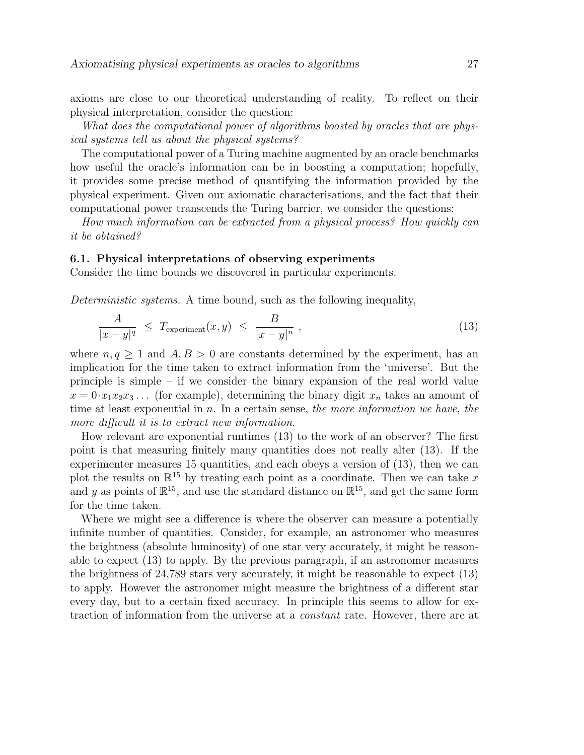axioms are close to our theoretical understanding of reality. To reflect on their physical interpretation, consider the question:

*What does the computational power of algorithms boosted by oracles that are physical systems tell us about the physical systems?*

The computational power of a Turing machine augmented by an oracle benchmarks how useful the oracle's information can be in boosting a computation; hopefully, it provides some precise method of quantifying the information provided by the physical experiment. Given our axiomatic characterisations, and the fact that their computational power transcends the Turing barrier, we consider the questions:

*How much information can be extracted from a physical process? How quickly can it be obtained?*

### 6.1. Physical interpretations of observing experiments

Consider the time bounds we discovered in particular experiments.

*Deterministic systems.* A time bound, such as the following inequality,

$$\frac{A}{|x-y|^q} \;\le\; T_{\text{experiment}}(x,y) \;\le\; \frac{B}{|x-y|^n}\;, \tag{13}$$

where $n, q \ge 1$ and $A, B > 0$ are constants determined by the experiment, has an implication for the time taken to extract information from the 'universe'. But the principle is simple – if we consider the binary expansion of the real world value $x = 0{\cdot}x_1x_2x_3\ldots$ (for example), determining the binary digit $x_n$ takes an amount of time at least exponential in $n$. In a certain sense, *the more information we have, the more difficult it is to extract new information*.

How relevant are exponential runtimes (13) to the work of an observer? The first point is that measuring finitely many quantities does not really alter (13). If the experimenter measures 15 quantities, and each obeys a version of (13), then we can plot the results on $\mathbb{R}^{15}$ by treating each point as a coordinate. Then we can take $x$ and $y$ as points of $\mathbb{R}^{15}$, and use the standard distance on $\mathbb{R}^{15}$, and get the same form for the time taken.

Where we might see a difference is where the observer can measure a potentially infinite number of quantities. Consider, for example, an astronomer who measures the brightness (absolute luminosity) of one star very accurately, it might be reasonable to expect (13) to apply. By the previous paragraph, if an astronomer measures the brightness of 24,789 stars very accurately, it might be reasonable to expect (13) to apply. However the astronomer might measure the brightness of a different star every day, but to a certain fixed accuracy. In principle this seems to allow for extraction of information from the universe at a *constant* rate. However, there are at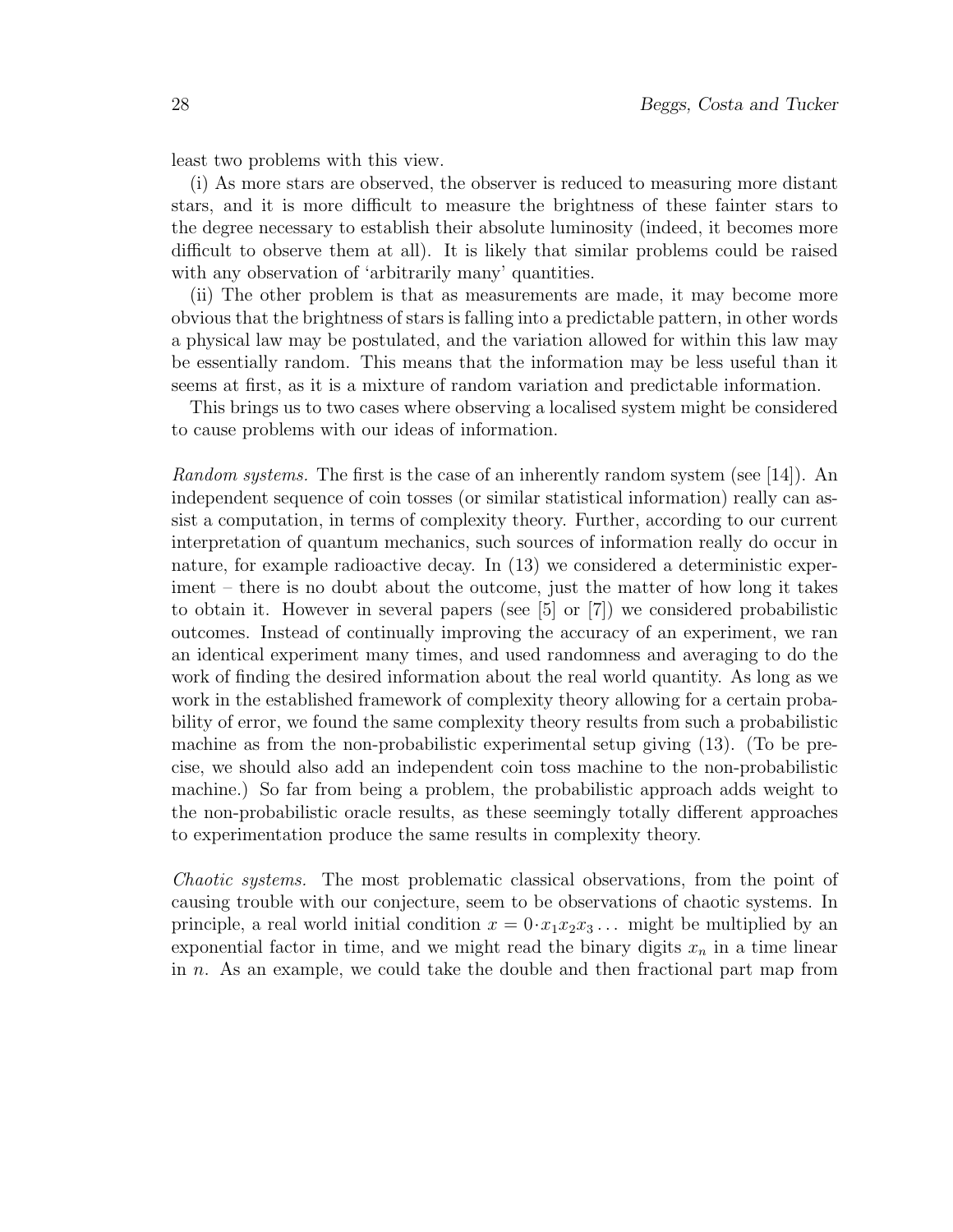least two problems with this view.

(i) As more stars are observed, the observer is reduced to measuring more distant stars, and it is more difficult to measure the brightness of these fainter stars to the degree necessary to establish their absolute luminosity (indeed, it becomes more difficult to observe them at all). It is likely that similar problems could be raised with any observation of 'arbitrarily many' quantities.

(ii) The other problem is that as measurements are made, it may become more obvious that the brightness of stars is falling into a predictable pattern, in other words a physical law may be postulated, and the variation allowed for within this law may be essentially random. This means that the information may be less useful than it seems at first, as it is a mixture of random variation and predictable information.

This brings us to two cases where observing a localised system might be considered to cause problems with our ideas of information.

*Random systems.* The first is the case of an inherently random system (see [14]). An independent sequence of coin tosses (or similar statistical information) really can assist a computation, in terms of complexity theory. Further, according to our current interpretation of quantum mechanics, such sources of information really do occur in nature, for example radioactive decay. In (13) we considered a deterministic experiment – there is no doubt about the outcome, just the matter of how long it takes to obtain it. However in several papers (see [5] or [7]) we considered probabilistic outcomes. Instead of continually improving the accuracy of an experiment, we ran an identical experiment many times, and used randomness and averaging to do the work of finding the desired information about the real world quantity. As long as we work in the established framework of complexity theory allowing for a certain probability of error, we found the same complexity theory results from such a probabilistic machine as from the non-probabilistic experimental setup giving (13). (To be precise, we should also add an independent coin toss machine to the non-probabilistic machine.) So far from being a problem, the probabilistic approach adds weight to the non-probabilistic oracle results, as these seemingly totally different approaches to experimentation produce the same results in complexity theory.

*Chaotic systems.* The most problematic classical observations, from the point of causing trouble with our conjecture, seem to be observations of chaotic systems. In principle, a real world initial condition $x = 0{\cdot}x_1x_2x_3\dots$ might be multiplied by an exponential factor in time, and we might read the binary digits $x_n$ in a time linear in $n$. As an example, we could take the double and then fractional part map from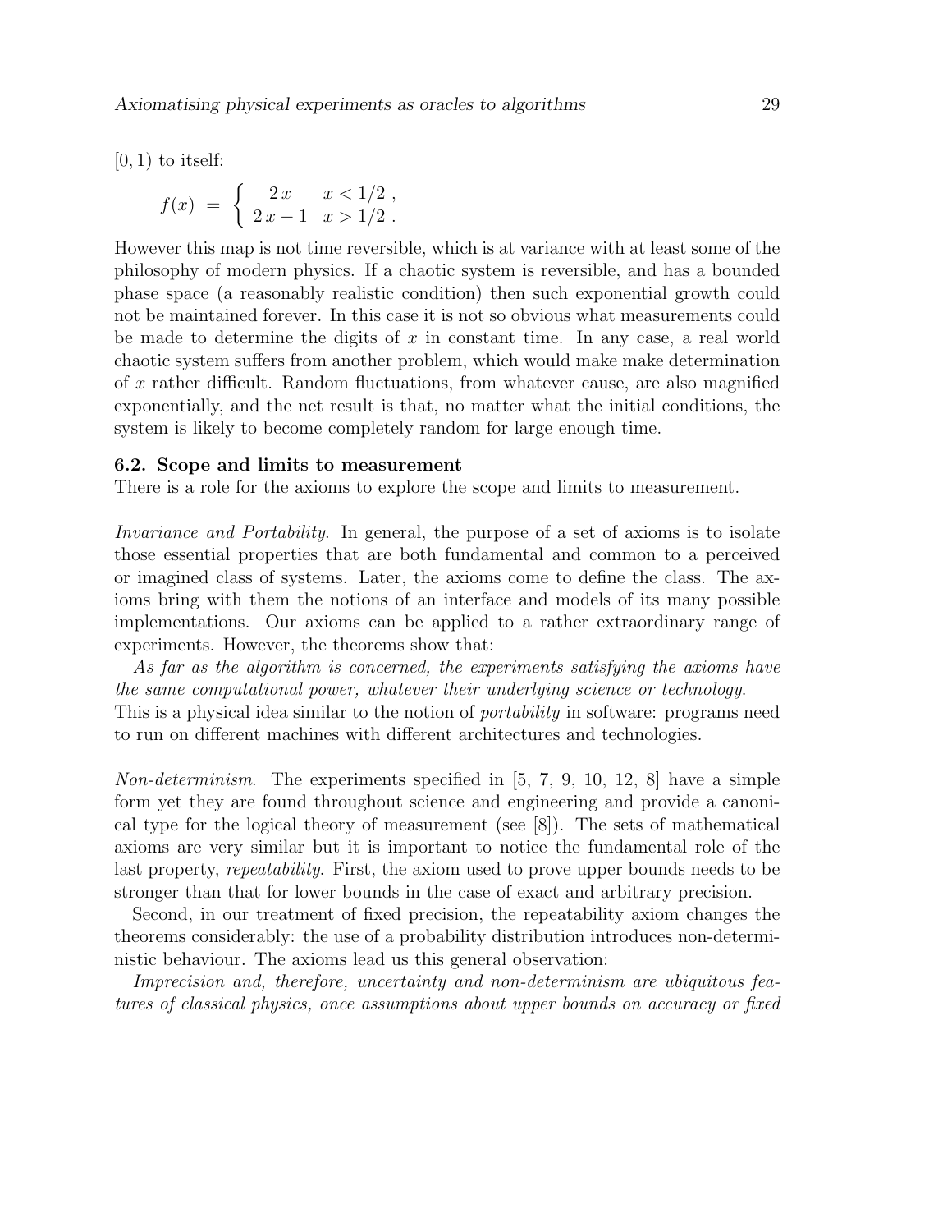[0, 1) to itself:

$$f(x) \;=\; \begin{cases} 2\,x & x < 1/2\;, \\ 2\,x-1 & x > 1/2\;. \end{cases}$$

However this map is not time reversible, which is at variance with at least some of the philosophy of modern physics. If a chaotic system is reversible, and has a bounded phase space (a reasonably realistic condition) then such exponential growth could not be maintained forever. In this case it is not so obvious what measurements could be made to determine the digits of $x$ in constant time. In any case, a real world chaotic system suffers from another problem, which would make make determination of $x$ rather difficult. Random fluctuations, from whatever cause, are also magnified exponentially, and the net result is that, no matter what the initial conditions, the system is likely to become completely random for large enough time.

### 6.2. Scope and limits to measurement

There is a role for the axioms to explore the scope and limits to measurement.

*Invariance and Portability*. In general, the purpose of a set of axioms is to isolate those essential properties that are both fundamental and common to a perceived or imagined class of systems. Later, the axioms come to define the class. The axioms bring with them the notions of an interface and models of its many possible implementations. Our axioms can be applied to a rather extraordinary range of experiments. However, the theorems show that:

*As far as the algorithm is concerned, the experiments satisfying the axioms have the same computational power, whatever their underlying science or technology.*

This is a physical idea similar to the notion of *portability* in software: programs need to run on different machines with different architectures and technologies.

*Non-determinism*. The experiments specified in [5, 7, 9, 10, 12, 8] have a simple form yet they are found throughout science and engineering and provide a canonical type for the logical theory of measurement (see [8]). The sets of mathematical axioms are very similar but it is important to notice the fundamental role of the last property, *repeatability*. First, the axiom used to prove upper bounds needs to be stronger than that for lower bounds in the case of exact and arbitrary precision.

Second, in our treatment of fixed precision, the repeatability axiom changes the theorems considerably: the use of a probability distribution introduces non-deterministic behaviour. The axioms lead us this general observation:

*Imprecision and, therefore, uncertainty and non-determinism are ubiquitous features of classical physics, once assumptions about upper bounds on accuracy or fixed*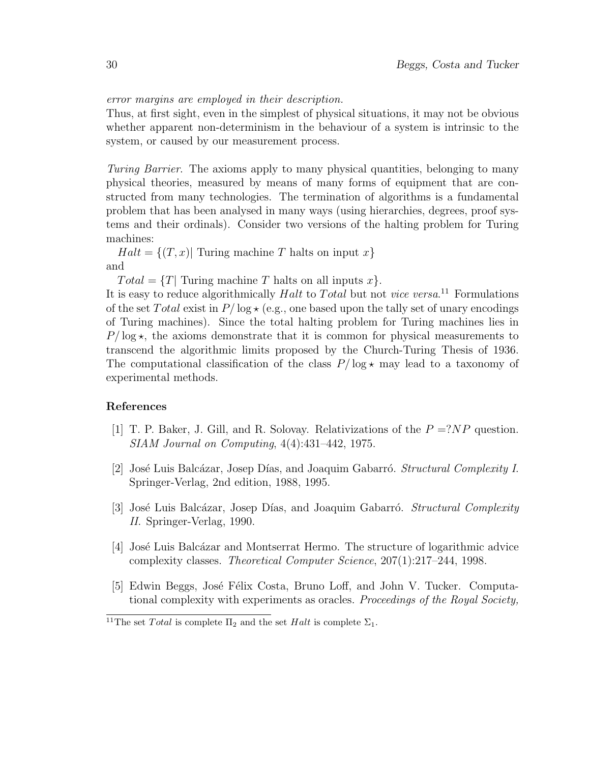*error margins are employed in their description.*
Thus, at first sight, even in the simplest of physical situations, it may not be obvious whether apparent non-determinism in the behaviour of a system is intrinsic to the system, or caused by our measurement process.

*Turing Barrier.* The axioms apply to many physical quantities, belonging to many physical theories, measured by means of many forms of equipment that are constructed from many technologies. The termination of algorithms is a fundamental problem that has been analysed in many ways (using hierarchies, degrees, proof systems and their ordinals). Consider two versions of the halting problem for Turing machines:

$Halt = \{(T, x) |$ Turing machine $T$ halts on input $x\}$
and

$Total = \{T |$ Turing machine $T$ halts on all inputs $x\}$.

It is easy to reduce algorithmically $Halt$ to $Total$ but not *vice versa*.[11] Formulations of the set $Total$ exist in $P/\log\star$ (e.g., one based upon the tally set of unary encodings of Turing machines). Since the total halting problem for Turing machines lies in $P/\log\star$, the axioms demonstrate that it is common for physical measurements to transcend the algorithmic limits proposed by the Church-Turing Thesis of 1936. The computational classification of the class $P/\log\star$ may lead to a taxonomy of experimental methods.

## References

[1] T. P. Baker, J. Gill, and R. Solovay. Relativizations of the $P =?NP$ question. *SIAM Journal on Computing*, 4(4):431–442, 1975.

[2] José Luis Balcázar, Josep Días, and Joaquim Gabarró. *Structural Complexity I*. Springer-Verlag, 2nd edition, 1988, 1995.

[3] José Luis Balcázar, Josep Días, and Joaquim Gabarró. *Structural Complexity II*. Springer-Verlag, 1990.

[4] José Luis Balcázar and Montserrat Hermo. The structure of logarithmic advice complexity classes. *Theoretical Computer Science*, 207(1):217–244, 1998.

[5] Edwin Beggs, José Félix Costa, Bruno Loff, and John V. Tucker. Computational complexity with experiments as oracles. *Proceedings of the Royal Society,*

[11] The set $Total$ is complete $\Pi_2$ and the set $Halt$ is complete $\Sigma_1$.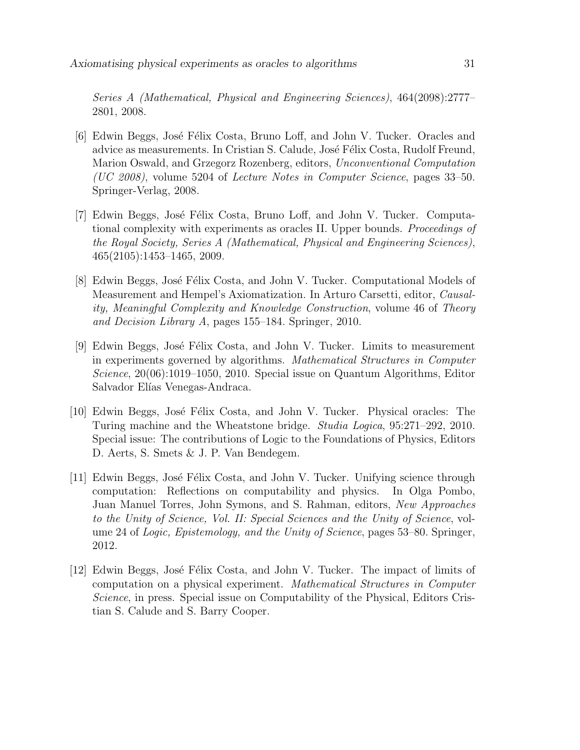*Series A (Mathematical, Physical and Engineering Sciences)*, 464(2098):2777–2801, 2008.

[6] Edwin Beggs, José Félix Costa, Bruno Loff, and John V. Tucker. Oracles and advice as measurements. In Cristian S. Calude, José Félix Costa, Rudolf Freund, Marion Oswald, and Grzegorz Rozenberg, editors, *Unconventional Computation (UC 2008)*, volume 5204 of *Lecture Notes in Computer Science*, pages 33–50. Springer-Verlag, 2008.

[7] Edwin Beggs, José Félix Costa, Bruno Loff, and John V. Tucker. Computational complexity with experiments as oracles II. Upper bounds. *Proceedings of the Royal Society, Series A (Mathematical, Physical and Engineering Sciences)*, 465(2105):1453–1465, 2009.

[8] Edwin Beggs, José Félix Costa, and John V. Tucker. Computational Models of Measurement and Hempel's Axiomatization. In Arturo Carsetti, editor, *Causality, Meaningful Complexity and Knowledge Construction*, volume 46 of *Theory and Decision Library A*, pages 155–184. Springer, 2010.

[9] Edwin Beggs, José Félix Costa, and John V. Tucker. Limits to measurement in experiments governed by algorithms. *Mathematical Structures in Computer Science*, 20(06):1019–1050, 2010. Special issue on Quantum Algorithms, Editor Salvador Elías Venegas-Andraca.

[10] Edwin Beggs, José Félix Costa, and John V. Tucker. Physical oracles: The Turing machine and the Wheatstone bridge. *Studia Logica*, 95:271–292, 2010. Special issue: The contributions of Logic to the Foundations of Physics, Editors D. Aerts, S. Smets & J. P. Van Bendegem.

[11] Edwin Beggs, José Félix Costa, and John V. Tucker. Unifying science through computation: Reflections on computability and physics. In Olga Pombo, Juan Manuel Torres, John Symons, and S. Rahman, editors, *New Approaches to the Unity of Science, Vol. II: Special Sciences and the Unity of Science*, volume 24 of *Logic, Epistemology, and the Unity of Science*, pages 53–80. Springer, 2012.

[12] Edwin Beggs, José Félix Costa, and John V. Tucker. The impact of limits of computation on a physical experiment. *Mathematical Structures in Computer Science*, in press. Special issue on Computability of the Physical, Editors Cristian S. Calude and S. Barry Cooper.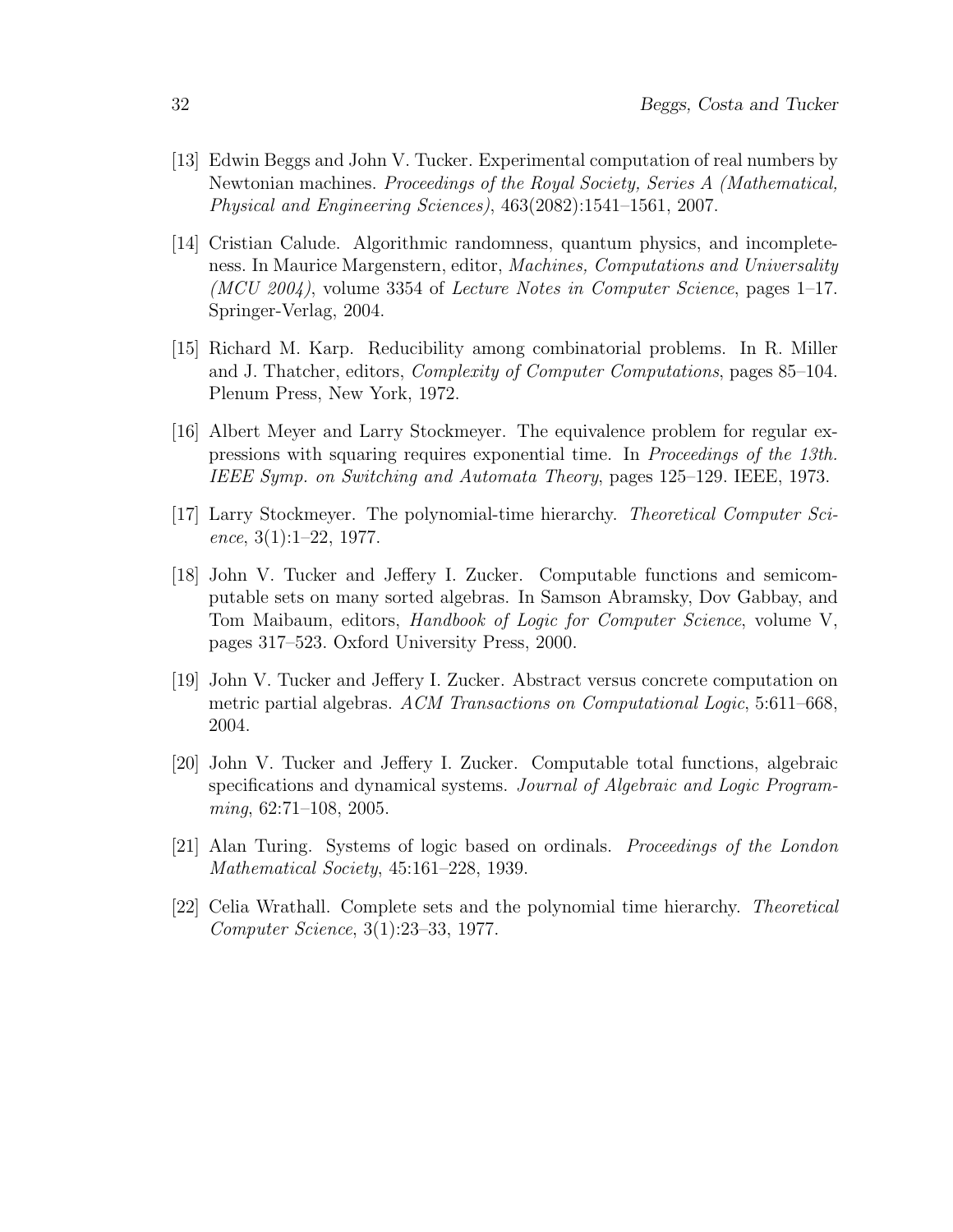[13] Edwin Beggs and John V. Tucker. Experimental computation of real numbers by Newtonian machines. *Proceedings of the Royal Society, Series A (Mathematical, Physical and Engineering Sciences)*, 463(2082):1541–1561, 2007.

[14] Cristian Calude. Algorithmic randomness, quantum physics, and incompleteness. In Maurice Margenstern, editor, *Machines, Computations and Universality (MCU 2004)*, volume 3354 of *Lecture Notes in Computer Science*, pages 1–17. Springer-Verlag, 2004.

[15] Richard M. Karp. Reducibility among combinatorial problems. In R. Miller and J. Thatcher, editors, *Complexity of Computer Computations*, pages 85–104. Plenum Press, New York, 1972.

[16] Albert Meyer and Larry Stockmeyer. The equivalence problem for regular expressions with squaring requires exponential time. In *Proceedings of the 13th. IEEE Symp. on Switching and Automata Theory*, pages 125–129. IEEE, 1973.

[17] Larry Stockmeyer. The polynomial-time hierarchy. *Theoretical Computer Science*, 3(1):1–22, 1977.

[18] John V. Tucker and Jeffery I. Zucker. Computable functions and semicomputable sets on many sorted algebras. In Samson Abramsky, Dov Gabbay, and Tom Maibaum, editors, *Handbook of Logic for Computer Science*, volume V, pages 317–523. Oxford University Press, 2000.

[19] John V. Tucker and Jeffery I. Zucker. Abstract versus concrete computation on metric partial algebras. *ACM Transactions on Computational Logic*, 5:611–668, 2004.

[20] John V. Tucker and Jeffery I. Zucker. Computable total functions, algebraic specifications and dynamical systems. *Journal of Algebraic and Logic Programming*, 62:71–108, 2005.

[21] Alan Turing. Systems of logic based on ordinals. *Proceedings of the London Mathematical Society*, 45:161–228, 1939.

[22] Celia Wrathall. Complete sets and the polynomial time hierarchy. *Theoretical Computer Science*, 3(1):23–33, 1977.